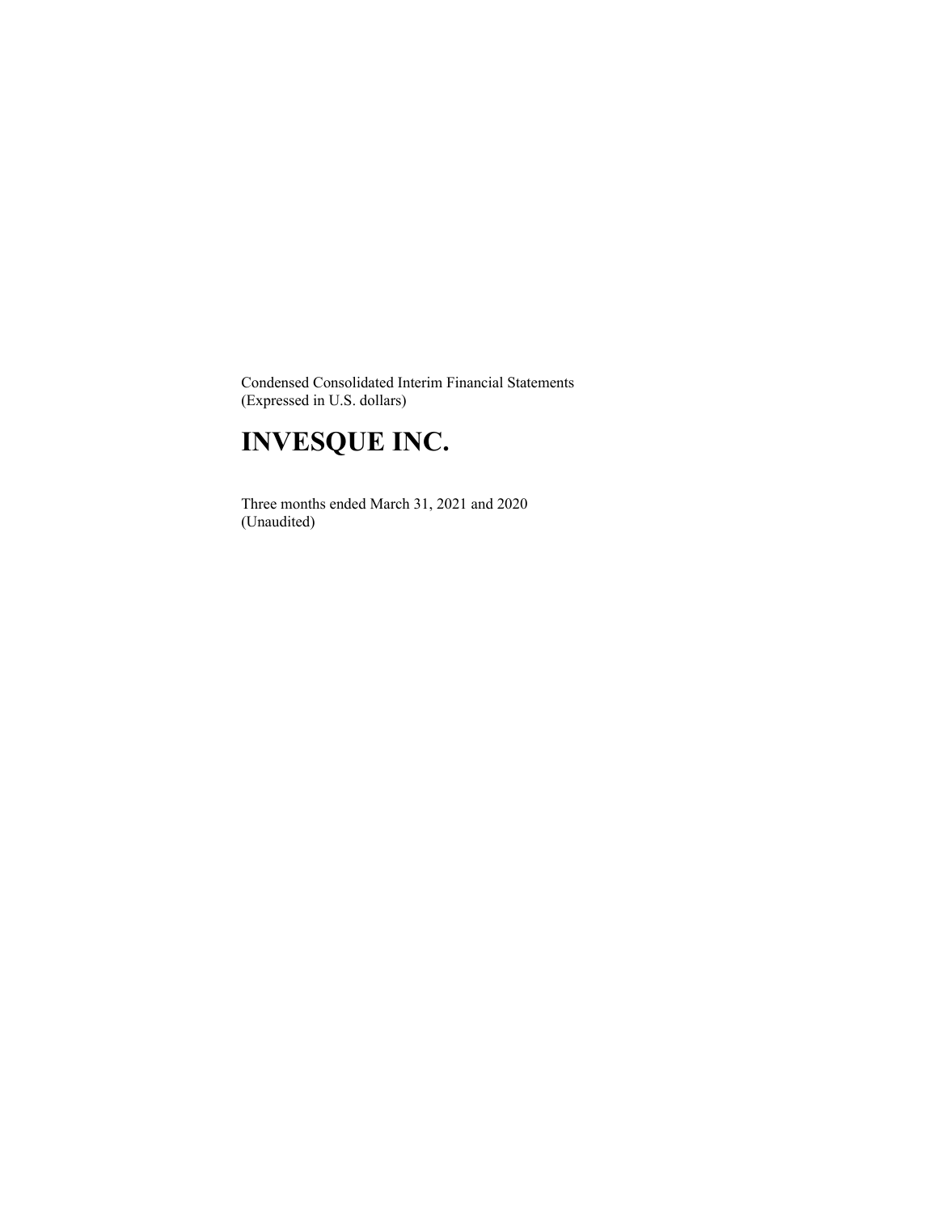Condensed Consolidated Interim Financial Statements
(Expressed in U.S. dollars)

# INVESQUE INC.

Three months ended March 31, 2021 and 2020
(Unaudited)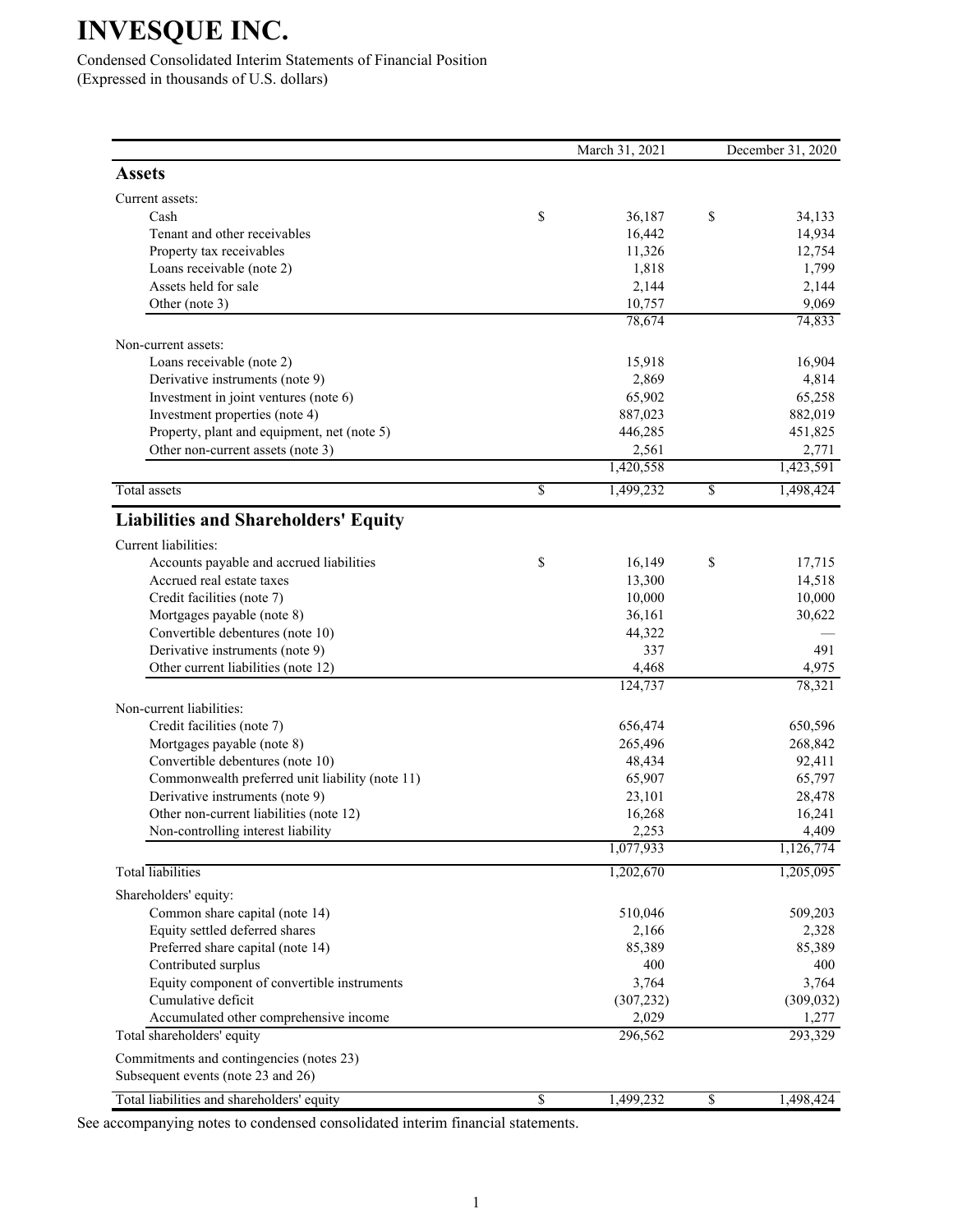# INVESQUE INC.

Condensed Consolidated Interim Statements of Financial Position
(Expressed in thousands of U.S. dollars)

| | March 31, 2021 | December 31, 2020 |
|---|---|---|
| **Assets** | | |
| Current assets: | | |
| Cash | $ 36,187 | $ 34,133 |
| Tenant and other receivables | 16,442 | 14,934 |
| Property tax receivables | 11,326 | 12,754 |
| Loans receivable (note 2) | 1,818 | 1,799 |
| Assets held for sale | 2,144 | 2,144 |
| Other (note 3) | 10,757 | 9,069 |
| | 78,674 | 74,833 |
| Non-current assets: | | |
| Loans receivable (note 2) | 15,918 | 16,904 |
| Derivative instruments (note 9) | 2,869 | 4,814 |
| Investment in joint ventures (note 6) | 65,902 | 65,258 |
| Investment properties (note 4) | 887,023 | 882,019 |
| Property, plant and equipment, net (note 5) | 446,285 | 451,825 |
| Other non-current assets (note 3) | 2,561 | 2,771 |
| | 1,420,558 | 1,423,591 |
| Total assets | $ 1,499,232 | $ 1,498,424 |
| **Liabilities and Shareholders' Equity** | | |
| Current liabilities: | | |
| Accounts payable and accrued liabilities | $ 16,149 | $ 17,715 |
| Accrued real estate taxes | 13,300 | 14,518 |
| Credit facilities (note 7) | 10,000 | 10,000 |
| Mortgages payable (note 8) | 36,161 | 30,622 |
| Convertible debentures (note 10) | 44,322 | — |
| Derivative instruments (note 9) | 337 | 491 |
| Other current liabilities (note 12) | 4,468 | 4,975 |
| | 124,737 | 78,321 |
| Non-current liabilities: | | |
| Credit facilities (note 7) | 656,474 | 650,596 |
| Mortgages payable (note 8) | 265,496 | 268,842 |
| Convertible debentures (note 10) | 48,434 | 92,411 |
| Commonwealth preferred unit liability (note 11) | 65,907 | 65,797 |
| Derivative instruments (note 9) | 23,101 | 28,478 |
| Other non-current liabilities (note 12) | 16,268 | 16,241 |
| Non-controlling interest liability | 2,253 | 4,409 |
| | 1,077,933 | 1,126,774 |
| Total liabilities | 1,202,670 | 1,205,095 |
| Shareholders' equity: | | |
| Common share capital (note 14) | 510,046 | 509,203 |
| Equity settled deferred shares | 2,166 | 2,328 |
| Preferred share capital (note 14) | 85,389 | 85,389 |
| Contributed surplus | 400 | 400 |
| Equity component of convertible instruments | 3,764 | 3,764 |
| Cumulative deficit | (307,232) | (309,032) |
| Accumulated other comprehensive income | 2,029 | 1,277 |
| Total shareholders' equity | 296,562 | 293,329 |
| Commitments and contingencies (notes 23) | | |
| Subsequent events (note 23 and 26) | | |
| Total liabilities and shareholders' equity | $ 1,499,232 | $ 1,498,424 |

See accompanying notes to condensed consolidated interim financial statements.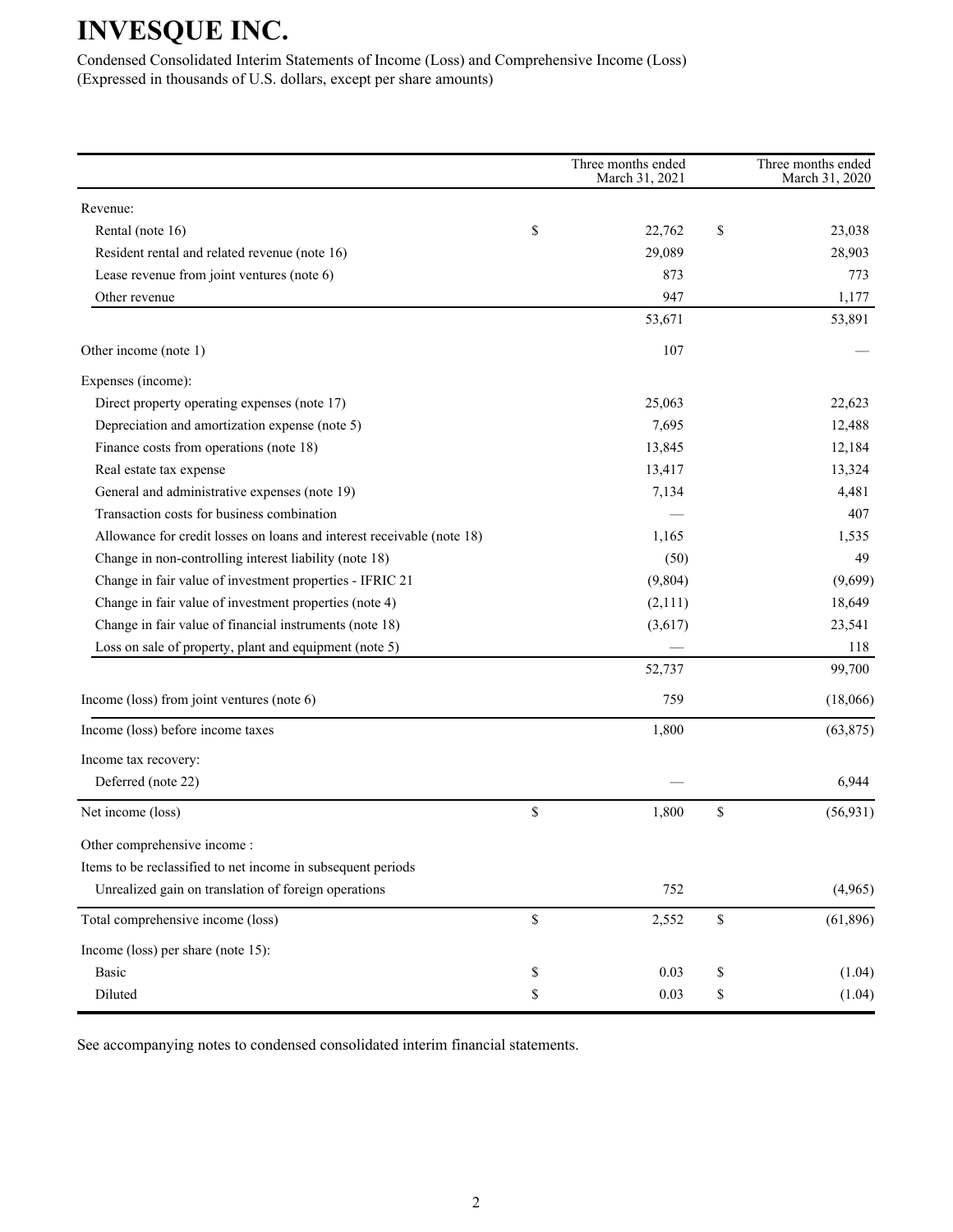# INVESQUE INC.

Condensed Consolidated Interim Statements of Income (Loss) and Comprehensive Income (Loss)
(Expressed in thousands of U.S. dollars, except per share amounts)

| | Three months ended March 31, 2021 | Three months ended March 31, 2020 |
|---|---|---|
| Revenue: | | |
| Rental (note 16) | $ 22,762 | $ 23,038 |
| Resident rental and related revenue (note 16) | 29,089 | 28,903 |
| Lease revenue from joint ventures (note 6) | 873 | 773 |
| Other revenue | 947 | 1,177 |
| | 53,671 | 53,891 |
| Other income (note 1) | 107 | — |
| Expenses (income): | | |
| Direct property operating expenses (note 17) | 25,063 | 22,623 |
| Depreciation and amortization expense (note 5) | 7,695 | 12,488 |
| Finance costs from operations (note 18) | 13,845 | 12,184 |
| Real estate tax expense | 13,417 | 13,324 |
| General and administrative expenses (note 19) | 7,134 | 4,481 |
| Transaction costs for business combination | — | 407 |
| Allowance for credit losses on loans and interest receivable (note 18) | 1,165 | 1,535 |
| Change in non-controlling interest liability (note 18) | (50) | 49 |
| Change in fair value of investment properties - IFRIC 21 | (9,804) | (9,699) |
| Change in fair value of investment properties (note 4) | (2,111) | 18,649 |
| Change in fair value of financial instruments (note 18) | (3,617) | 23,541 |
| Loss on sale of property, plant and equipment (note 5) | — | 118 |
| | 52,737 | 99,700 |
| Income (loss) from joint ventures (note 6) | 759 | (18,066) |
| Income (loss) before income taxes | 1,800 | (63,875) |
| Income tax recovery: | | |
| Deferred (note 22) | — | 6,944 |
| Net income (loss) | $ 1,800 | $ (56,931) |
| Other comprehensive income : | | |
| Items to be reclassified to net income in subsequent periods | | |
| Unrealized gain on translation of foreign operations | 752 | (4,965) |
| Total comprehensive income (loss) | $ 2,552 | $ (61,896) |
| Income (loss) per share (note 15): | | |
| Basic | $ 0.03 | $ (1.04) |
| Diluted | $ 0.03 | $ (1.04) |

See accompanying notes to condensed consolidated interim financial statements.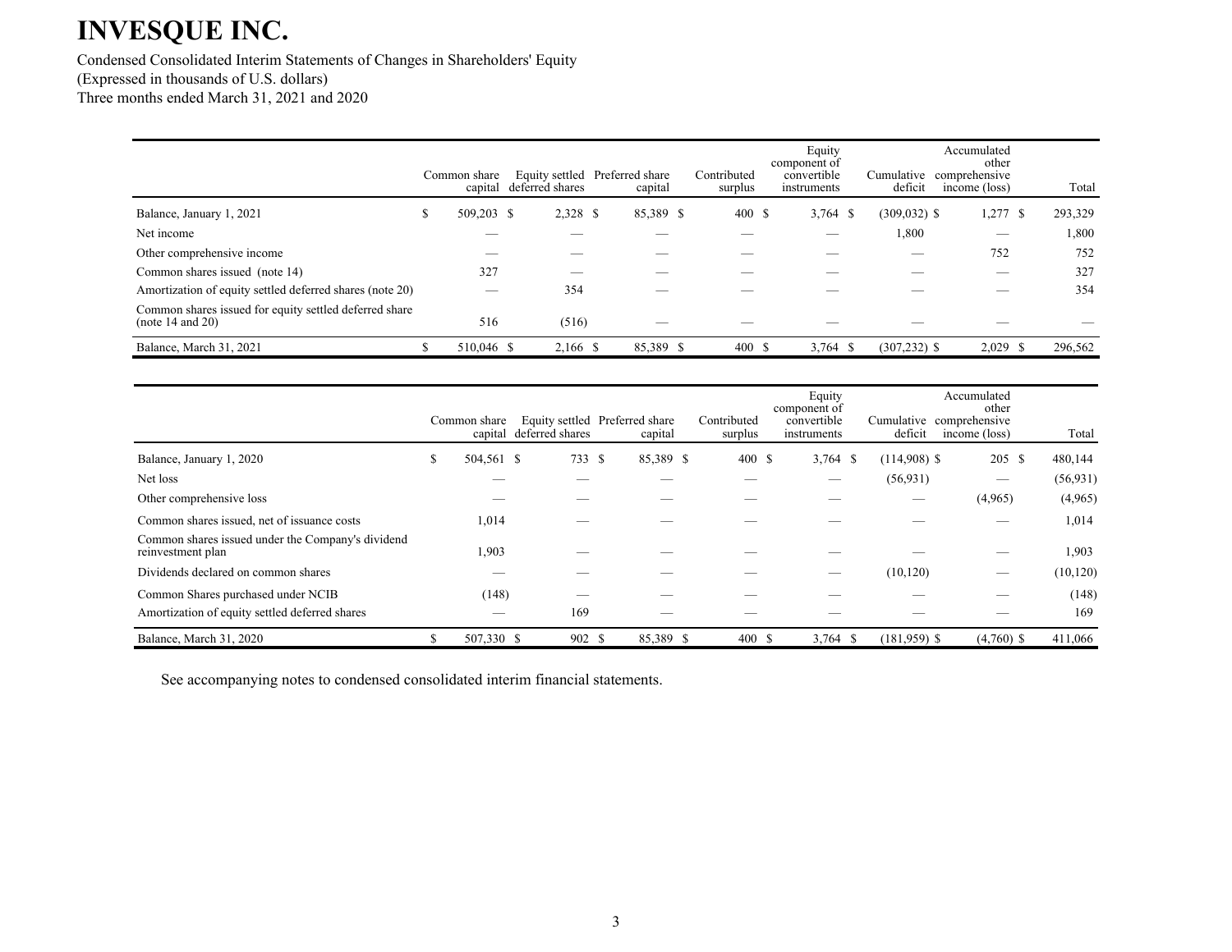# INVESQUE INC.

Condensed Consolidated Interim Statements of Changes in Shareholders' Equity
(Expressed in thousands of U.S. dollars)
Three months ended March 31, 2021 and 2020

| | Common share capital | Equity settled deferred shares | Preferred share capital | Contributed surplus | Equity component of convertible instruments | Cumulative deficit | Accumulated other comprehensive income (loss) | Total |
|---|---|---|---|---|---|---|---|---|
| Balance, January 1, 2021 | $ 509,203 | $ 2,328 | $ 85,389 | $ 400 | $ 3,764 | $ (309,032) | $ 1,277 | $ 293,329 |
| Net income | — | — | — | — | — | 1,800 | — | 1,800 |
| Other comprehensive income | — | — | — | — | — | — | 752 | 752 |
| Common shares issued (note 14) | 327 | — | — | — | — | — | — | 327 |
| Amortization of equity settled deferred shares (note 20) | — | 354 | — | — | — | — | — | 354 |
| Common shares issued for equity settled deferred share (note 14 and 20) | 516 | (516) | — | — | — | — | — | — |
| Balance, March 31, 2021 | $ 510,046 | $ 2,166 | $ 85,389 | $ 400 | $ 3,764 | $ (307,232) | $ 2,029 | $ 296,562 |

| | Common share capital | Equity settled deferred shares | Preferred share capital | Contributed surplus | Equity component of convertible instruments | Cumulative deficit | Accumulated other comprehensive income (loss) | Total |
|---|---|---|---|---|---|---|---|---|
| Balance, January 1, 2020 | $ 504,561 | $ 733 | $ 85,389 | $ 400 | $ 3,764 | $ (114,908) | $ 205 | $ 480,144 |
| Net loss | — | — | — | — | — | (56,931) | — | (56,931) |
| Other comprehensive loss | — | — | — | — | — | — | (4,965) | (4,965) |
| Common shares issued, net of issuance costs | 1,014 | — | — | — | — | — | — | 1,014 |
| Common shares issued under the Company's dividend reinvestment plan | 1,903 | — | — | — | — | — | — | 1,903 |
| Dividends declared on common shares | — | — | — | — | — | (10,120) | — | (10,120) |
| Common Shares purchased under NCIB | (148) | — | — | — | — | — | — | (148) |
| Amortization of equity settled deferred shares | — | 169 | — | — | — | — | — | 169 |
| Balance, March 31, 2020 | $ 507,330 | $ 902 | $ 85,389 | $ 400 | $ 3,764 | $ (181,959) | $ (4,760) | $ 411,066 |

See accompanying notes to condensed consolidated interim financial statements.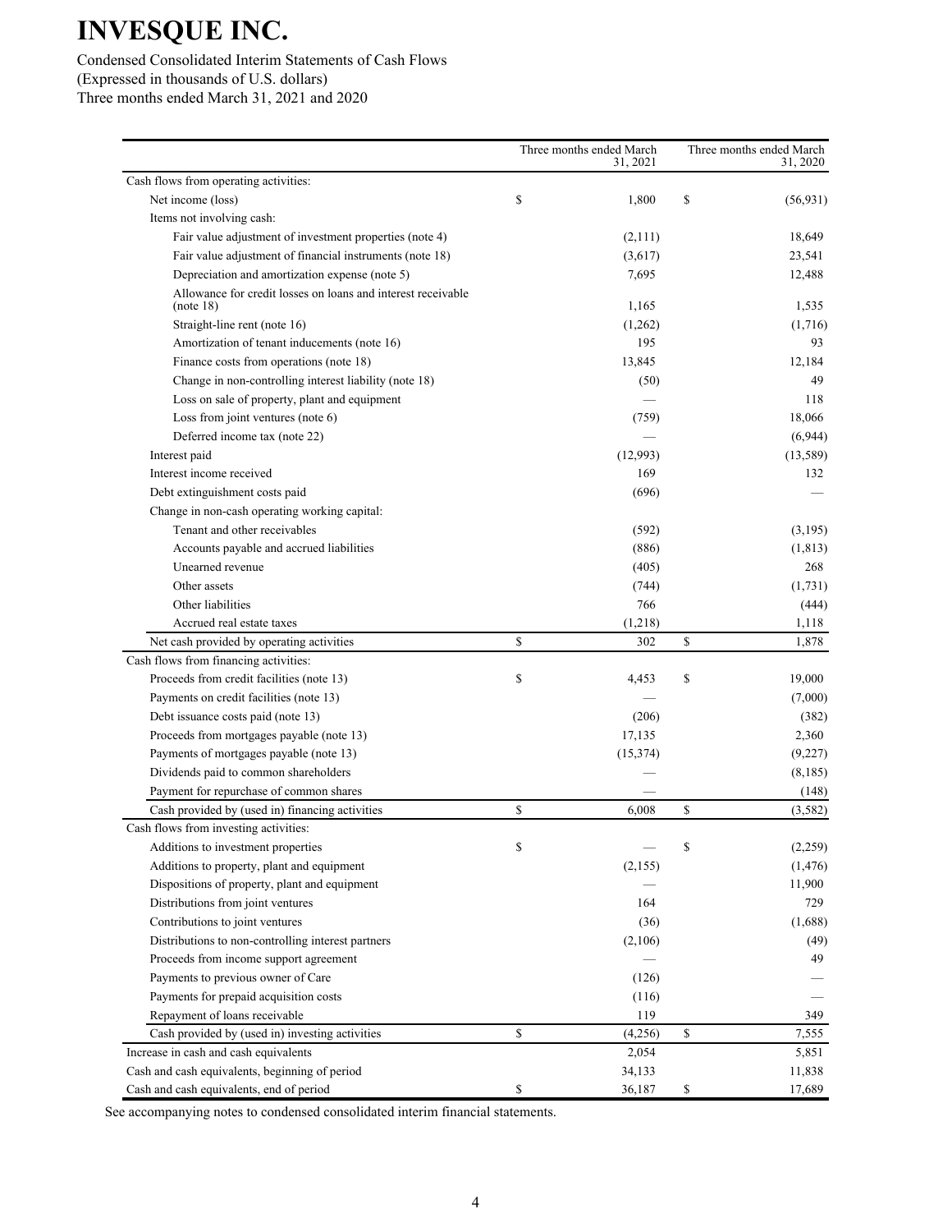# INVESQUE INC.

Condensed Consolidated Interim Statements of Cash Flows
(Expressed in thousands of U.S. dollars)
Three months ended March 31, 2021 and 2020

| | Three months ended March 31, 2021 | Three months ended March 31, 2020 |
|---|---|---|
| Cash flows from operating activities: | | |
| Net income (loss) | $ 1,800 | $ (56,931) |
| Items not involving cash: | | |
| Fair value adjustment of investment properties (note 4) | (2,111) | 18,649 |
| Fair value adjustment of financial instruments (note 18) | (3,617) | 23,541 |
| Depreciation and amortization expense (note 5) | 7,695 | 12,488 |
| Allowance for credit losses on loans and interest receivable (note 18) | 1,165 | 1,535 |
| Straight-line rent (note 16) | (1,262) | (1,716) |
| Amortization of tenant inducements (note 16) | 195 | 93 |
| Finance costs from operations (note 18) | 13,845 | 12,184 |
| Change in non-controlling interest liability (note 18) | (50) | 49 |
| Loss on sale of property, plant and equipment | — | 118 |
| Loss from joint ventures (note 6) | (759) | 18,066 |
| Deferred income tax (note 22) | — | (6,944) |
| Interest paid | (12,993) | (13,589) |
| Interest income received | 169 | 132 |
| Debt extinguishment costs paid | (696) | — |
| Change in non-cash operating working capital: | | |
| Tenant and other receivables | (592) | (3,195) |
| Accounts payable and accrued liabilities | (886) | (1,813) |
| Unearned revenue | (405) | 268 |
| Other assets | (744) | (1,731) |
| Other liabilities | 766 | (444) |
| Accrued real estate taxes | (1,218) | 1,118 |
| Net cash provided by operating activities | $ 302 | $ 1,878 |
| Cash flows from financing activities: | | |
| Proceeds from credit facilities (note 13) | $ 4,453 | $ 19,000 |
| Payments on credit facilities (note 13) | — | (7,000) |
| Debt issuance costs paid (note 13) | (206) | (382) |
| Proceeds from mortgages payable (note 13) | 17,135 | 2,360 |
| Payments of mortgages payable (note 13) | (15,374) | (9,227) |
| Dividends paid to common shareholders | — | (8,185) |
| Payment for repurchase of common shares | — | (148) |
| Cash provided by (used in) financing activities | $ 6,008 | $ (3,582) |
| Cash flows from investing activities: | | |
| Additions to investment properties | $ — | $ (2,259) |
| Additions to property, plant and equipment | (2,155) | (1,476) |
| Dispositions of property, plant and equipment | — | 11,900 |
| Distributions from joint ventures | 164 | 729 |
| Contributions to joint ventures | (36) | (1,688) |
| Distributions to non-controlling interest partners | (2,106) | (49) |
| Proceeds from income support agreement | — | 49 |
| Payments to previous owner of Care | (126) | — |
| Payments for prepaid acquisition costs | (116) | — |
| Repayment of loans receivable | 119 | 349 |
| Cash provided by (used in) investing activities | $ (4,256) | $ 7,555 |
| Increase in cash and cash equivalents | 2,054 | 5,851 |
| Cash and cash equivalents, beginning of period | 34,133 | 11,838 |
| Cash and cash equivalents, end of period | $ 36,187 | $ 17,689 |

See accompanying notes to condensed consolidated interim financial statements.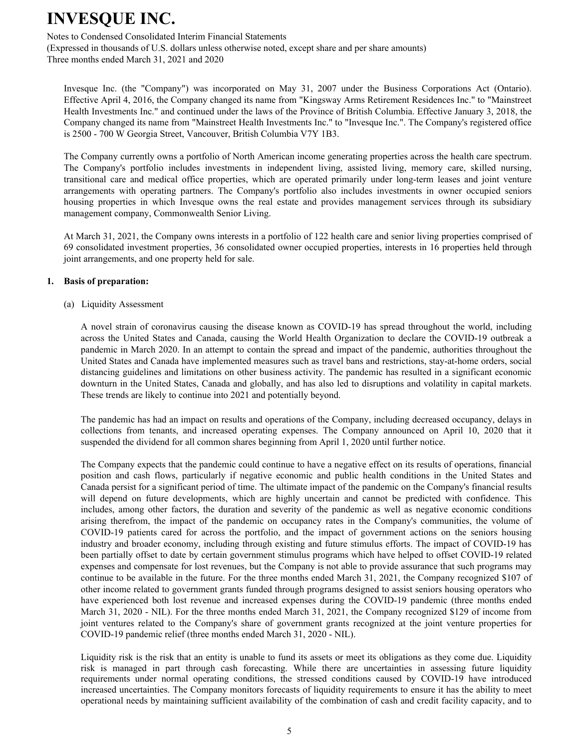Invesque Inc. (the "Company") was incorporated on May 31, 2007 under the Business Corporations Act (Ontario). Effective April 4, 2016, the Company changed its name from "Kingsway Arms Retirement Residences Inc." to "Mainstreet Health Investments Inc." and continued under the laws of the Province of British Columbia. Effective January 3, 2018, the Company changed its name from "Mainstreet Health Investments Inc." to "Invesque Inc.". The Company's registered office is 2500 - 700 W Georgia Street, Vancouver, British Columbia V7Y 1B3.

The Company currently owns a portfolio of North American income generating properties across the health care spectrum. The Company's portfolio includes investments in independent living, assisted living, memory care, skilled nursing, transitional care and medical office properties, which are operated primarily under long-term leases and joint venture arrangements with operating partners. The Company's portfolio also includes investments in owner occupied seniors housing properties in which Invesque owns the real estate and provides management services through its subsidiary management company, Commonwealth Senior Living.

At March 31, 2021, the Company owns interests in a portfolio of 122 health care and senior living properties comprised of 69 consolidated investment properties, 36 consolidated owner occupied properties, interests in 16 properties held through joint arrangements, and one property held for sale.

## 1. Basis of preparation:

### (a) Liquidity Assessment

A novel strain of coronavirus causing the disease known as COVID-19 has spread throughout the world, including across the United States and Canada, causing the World Health Organization to declare the COVID-19 outbreak a pandemic in March 2020. In an attempt to contain the spread and impact of the pandemic, authorities throughout the United States and Canada have implemented measures such as travel bans and restrictions, stay-at-home orders, social distancing guidelines and limitations on other business activity. The pandemic has resulted in a significant economic downturn in the United States, Canada and globally, and has also led to disruptions and volatility in capital markets. These trends are likely to continue into 2021 and potentially beyond.

The pandemic has had an impact on results and operations of the Company, including decreased occupancy, delays in collections from tenants, and increased operating expenses. The Company announced on April 10, 2020 that it suspended the dividend for all common shares beginning from April 1, 2020 until further notice.

The Company expects that the pandemic could continue to have a negative effect on its results of operations, financial position and cash flows, particularly if negative economic and public health conditions in the United States and Canada persist for a significant period of time. The ultimate impact of the pandemic on the Company's financial results will depend on future developments, which are highly uncertain and cannot be predicted with confidence. This includes, among other factors, the duration and severity of the pandemic as well as negative economic conditions arising therefrom, the impact of the pandemic on occupancy rates in the Company's communities, the volume of COVID-19 patients cared for across the portfolio, and the impact of government actions on the seniors housing industry and broader economy, including through existing and future stimulus efforts. The impact of COVID-19 has been partially offset to date by certain government stimulus programs which have helped to offset COVID-19 related expenses and compensate for lost revenues, but the Company is not able to provide assurance that such programs may continue to be available in the future. For the three months ended March 31, 2021, the Company recognized $107 of other income related to government grants funded through programs designed to assist seniors housing operators who have experienced both lost revenue and increased expenses during the COVID-19 pandemic (three months ended March 31, 2020 - NIL). For the three months ended March 31, 2021, the Company recognized $129 of income from joint ventures related to the Company's share of government grants recognized at the joint venture properties for COVID-19 pandemic relief (three months ended March 31, 2020 - NIL).

Liquidity risk is the risk that an entity is unable to fund its assets or meet its obligations as they come due. Liquidity risk is managed in part through cash forecasting. While there are uncertainties in assessing future liquidity requirements under normal operating conditions, the stressed conditions caused by COVID-19 have introduced increased uncertainties. The Company monitors forecasts of liquidity requirements to ensure it has the ability to meet operational needs by maintaining sufficient availability of the combination of cash and credit facility capacity, and to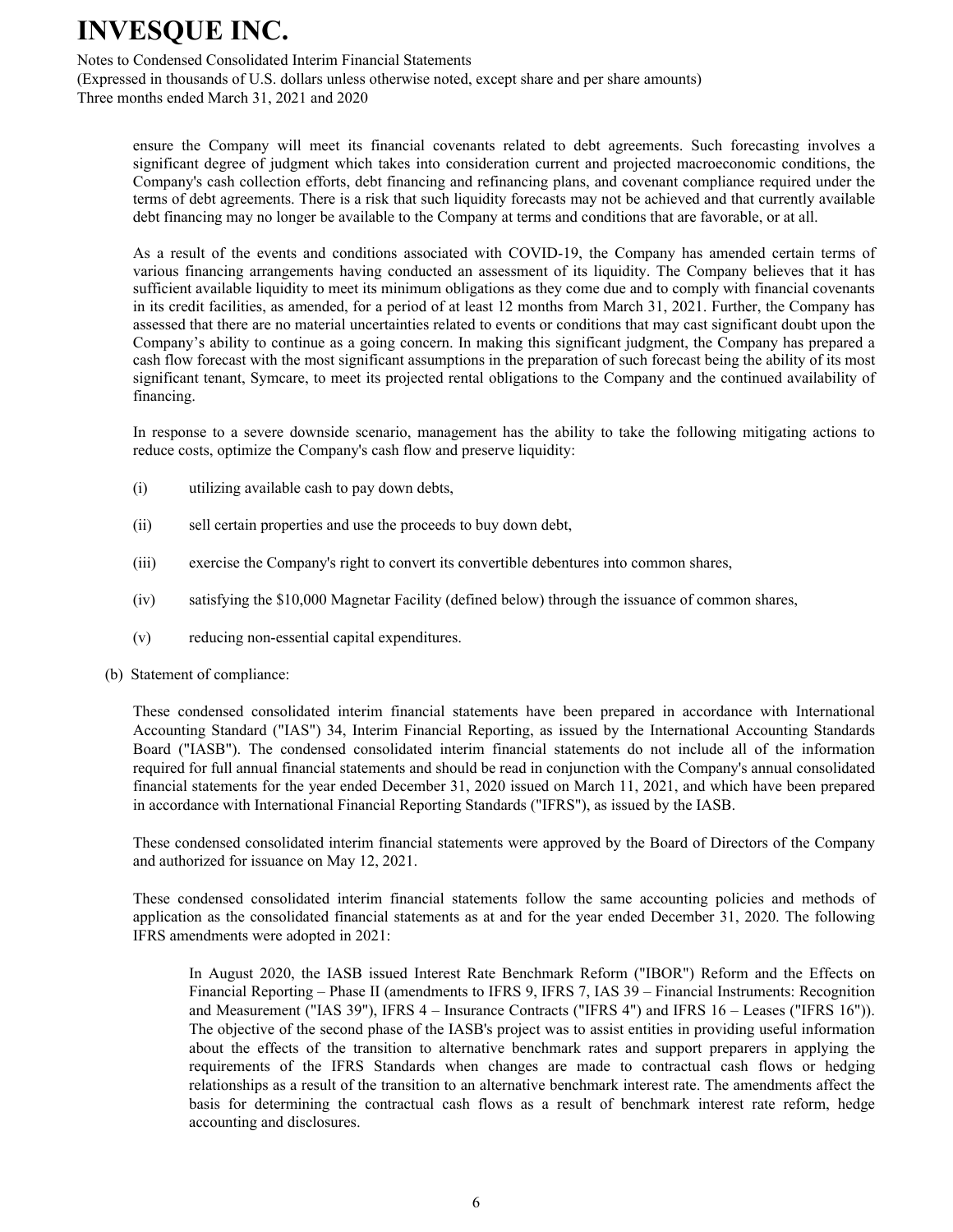ensure the Company will meet its financial covenants related to debt agreements. Such forecasting involves a significant degree of judgment which takes into consideration current and projected macroeconomic conditions, the Company's cash collection efforts, debt financing and refinancing plans, and covenant compliance required under the terms of debt agreements. There is a risk that such liquidity forecasts may not be achieved and that currently available debt financing may no longer be available to the Company at terms and conditions that are favorable, or at all.

As a result of the events and conditions associated with COVID-19, the Company has amended certain terms of various financing arrangements having conducted an assessment of its liquidity. The Company believes that it has sufficient available liquidity to meet its minimum obligations as they come due and to comply with financial covenants in its credit facilities, as amended, for a period of at least 12 months from March 31, 2021. Further, the Company has assessed that there are no material uncertainties related to events or conditions that may cast significant doubt upon the Company's ability to continue as a going concern. In making this significant judgment, the Company has prepared a cash flow forecast with the most significant assumptions in the preparation of such forecast being the ability of its most significant tenant, Symcare, to meet its projected rental obligations to the Company and the continued availability of financing.

In response to a severe downside scenario, management has the ability to take the following mitigating actions to reduce costs, optimize the Company's cash flow and preserve liquidity:

(i) utilizing available cash to pay down debts,

(ii) sell certain properties and use the proceeds to buy down debt,

(iii) exercise the Company's right to convert its convertible debentures into common shares,

(iv) satisfying the $10,000 Magnetar Facility (defined below) through the issuance of common shares,

(v) reducing non-essential capital expenditures.

(b) Statement of compliance:

These condensed consolidated interim financial statements have been prepared in accordance with International Accounting Standard ("IAS") 34, Interim Financial Reporting, as issued by the International Accounting Standards Board ("IASB"). The condensed consolidated interim financial statements do not include all of the information required for full annual financial statements and should be read in conjunction with the Company's annual consolidated financial statements for the year ended December 31, 2020 issued on March 11, 2021, and which have been prepared in accordance with International Financial Reporting Standards ("IFRS"), as issued by the IASB.

These condensed consolidated interim financial statements were approved by the Board of Directors of the Company and authorized for issuance on May 12, 2021.

These condensed consolidated interim financial statements follow the same accounting policies and methods of application as the consolidated financial statements as at and for the year ended December 31, 2020. The following IFRS amendments were adopted in 2021:

In August 2020, the IASB issued Interest Rate Benchmark Reform ("IBOR") Reform and the Effects on Financial Reporting – Phase II (amendments to IFRS 9, IFRS 7, IAS 39 – Financial Instruments: Recognition and Measurement ("IAS 39"), IFRS 4 – Insurance Contracts ("IFRS 4") and IFRS 16 – Leases ("IFRS 16")). The objective of the second phase of the IASB's project was to assist entities in providing useful information about the effects of the transition to alternative benchmark rates and support preparers in applying the requirements of the IFRS Standards when changes are made to contractual cash flows or hedging relationships as a result of the transition to an alternative benchmark interest rate. The amendments affect the basis for determining the contractual cash flows as a result of benchmark interest rate reform, hedge accounting and disclosures.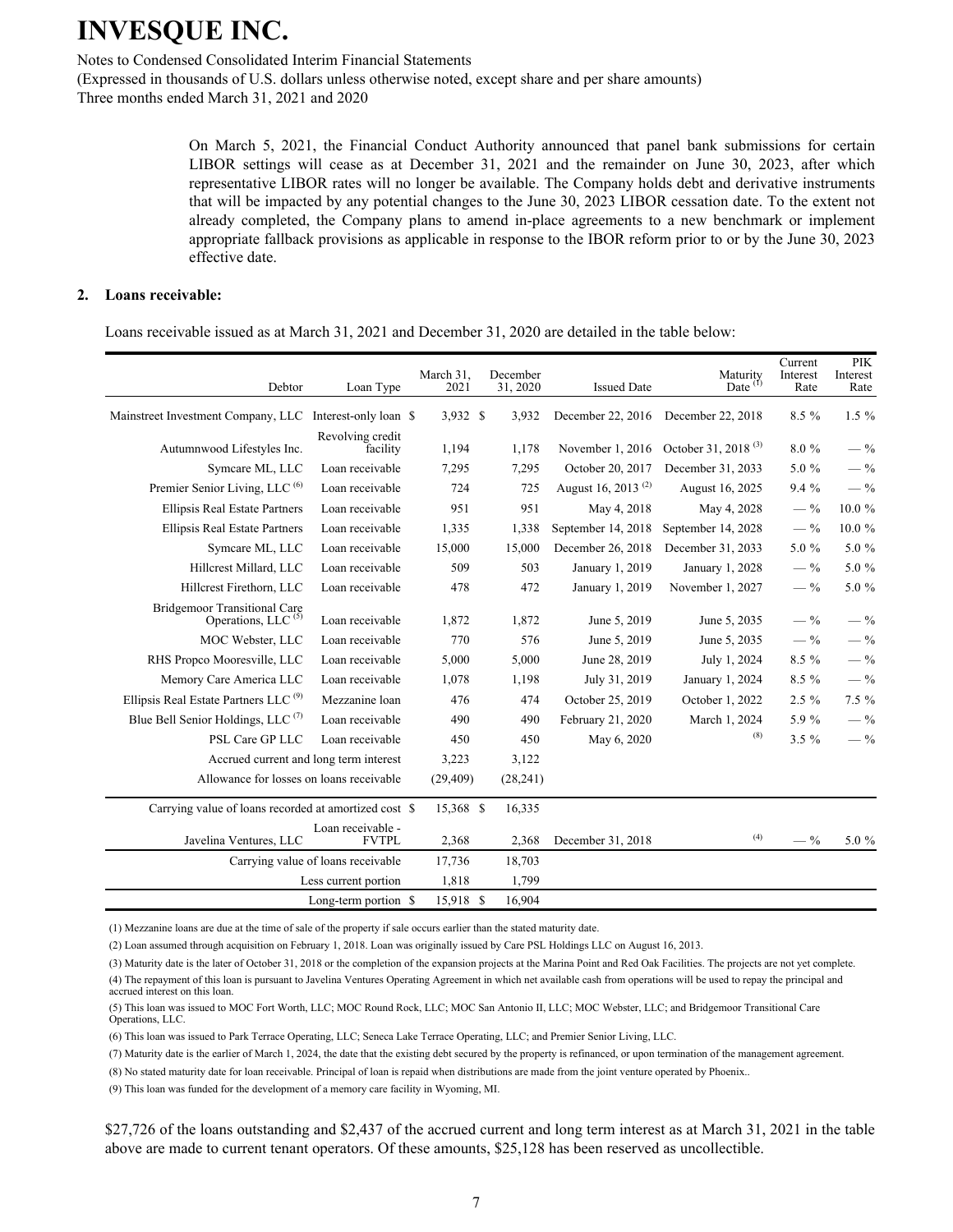On March 5, 2021, the Financial Conduct Authority announced that panel bank submissions for certain LIBOR settings will cease as at December 31, 2021 and the remainder on June 30, 2023, after which representative LIBOR rates will no longer be available. The Company holds debt and derivative instruments that will be impacted by any potential changes to the June 30, 2023 LIBOR cessation date. To the extent not already completed, the Company plans to amend in-place agreements to a new benchmark or implement appropriate fallback provisions as applicable in response to the IBOR reform prior to or by the June 30, 2023 effective date.

## 2. Loans receivable:

Loans receivable issued as at March 31, 2021 and December 31, 2020 are detailed in the table below:

| Debtor | Loan Type | March 31, 2021 | December 31, 2020 | Issued Date | Maturity Date [1] | Current Interest Rate | PIK Interest Rate |
|---|---|---|---|---|---|---|---|
| Mainstreet Investment Company, LLC | Interest-only loan | $ 3,932 | $ 3,932 | December 22, 2016 | December 22, 2018 | 8.5 % | 1.5 % |
| Autumnwood Lifestyles Inc. | Revolving credit facility | 1,194 | 1,178 | November 1, 2016 | October 31, 2018 [3] | 8.0 % | — % |
| Symcare ML, LLC | Loan receivable | 7,295 | 7,295 | October 20, 2017 | December 31, 2033 | 5.0 % | — % |
| Premier Senior Living, LLC [6] | Loan receivable | 724 | 725 | August 16, 2013 [2] | August 16, 2025 | 9.4 % | — % |
| Ellipsis Real Estate Partners | Loan receivable | 951 | 951 | May 4, 2018 | May 4, 2028 | — % | 10.0 % |
| Ellipsis Real Estate Partners | Loan receivable | 1,335 | 1,338 | September 14, 2018 | September 14, 2028 | — % | 10.0 % |
| Symcare ML, LLC | Loan receivable | 15,000 | 15,000 | December 26, 2018 | December 31, 2033 | 5.0 % | 5.0 % |
| Hillcrest Millard, LLC | Loan receivable | 509 | 503 | January 1, 2019 | January 1, 2028 | — % | 5.0 % |
| Hillcrest Firethorn, LLC | Loan receivable | 478 | 472 | January 1, 2019 | November 1, 2027 | — % | 5.0 % |
| Bridgemoor Transitional Care Operations, LLC [5] | Loan receivable | 1,872 | 1,872 | June 5, 2019 | June 5, 2035 | — % | — % |
| MOC Webster, LLC | Loan receivable | 770 | 576 | June 5, 2019 | June 5, 2035 | — % | — % |
| RHS Propco Mooresville, LLC | Loan receivable | 5,000 | 5,000 | June 28, 2019 | July 1, 2024 | 8.5 % | — % |
| Memory Care America LLC | Loan receivable | 1,078 | 1,198 | July 31, 2019 | January 1, 2024 | 8.5 % | — % |
| Ellipsis Real Estate Partners LLC [9] | Mezzanine loan | 476 | 474 | October 25, 2019 | October 1, 2022 | 2.5 % | 7.5 % |
| Blue Bell Senior Holdings, LLC [7] | Loan receivable | 490 | 490 | February 21, 2020 | March 1, 2024 | 5.9 % | — % |
| PSL Care GP LLC | Loan receivable | 450 | 450 | May 6, 2020 | [8] | 3.5 % | — % |
| Accrued current and long term interest | | 3,223 | 3,122 | | | | |
| Allowance for losses on loans receivable | | (29,409) | (28,241) | | | | |
| Carrying value of loans recorded at amortized cost | | $ 15,368 | $ 16,335 | | | | |
| Javelina Ventures, LLC | Loan receivable - FVTPL | 2,368 | 2,368 | December 31, 2018 | [4] | — % | 5.0 % |
| Carrying value of loans receivable | | 17,736 | 18,703 | | | | |
| Less current portion | | 1,818 | 1,799 | | | | |
| Long-term portion | | $ 15,918 | $ 16,904 | | | | |

(1) Mezzanine loans are due at the time of sale of the property if sale occurs earlier than the stated maturity date.

(2) Loan assumed through acquisition on February 1, 2018. Loan was originally issued by Care PSL Holdings LLC on August 16, 2013.

(3) Maturity date is the later of October 31, 2018 or the completion of the expansion projects at the Marina Point and Red Oak Facilities. The projects are not yet complete.

(4) The repayment of this loan is pursuant to Javelina Ventures Operating Agreement in which net available cash from operations will be used to repay the principal and accrued interest on this loan.

(5) This loan was issued to MOC Fort Worth, LLC; MOC Round Rock, LLC; MOC San Antonio II, LLC; MOC Webster, LLC; and Bridgemoor Transitional Care Operations, LLC.

(6) This loan was issued to Park Terrace Operating, LLC; Seneca Lake Terrace Operating, LLC; and Premier Senior Living, LLC.

(7) Maturity date is the earlier of March 1, 2024, the date that the existing debt secured by the property is refinanced, or upon termination of the management agreement.

(8) No stated maturity date for loan receivable. Principal of loan is repaid when distributions are made from the joint venture operated by Phoenix..

(9) This loan was funded for the development of a memory care facility in Wyoming, MI.

$27,726 of the loans outstanding and $2,437 of the accrued current and long term interest as at March 31, 2021 in the table above are made to current tenant operators. Of these amounts, $25,128 has been reserved as uncollectible.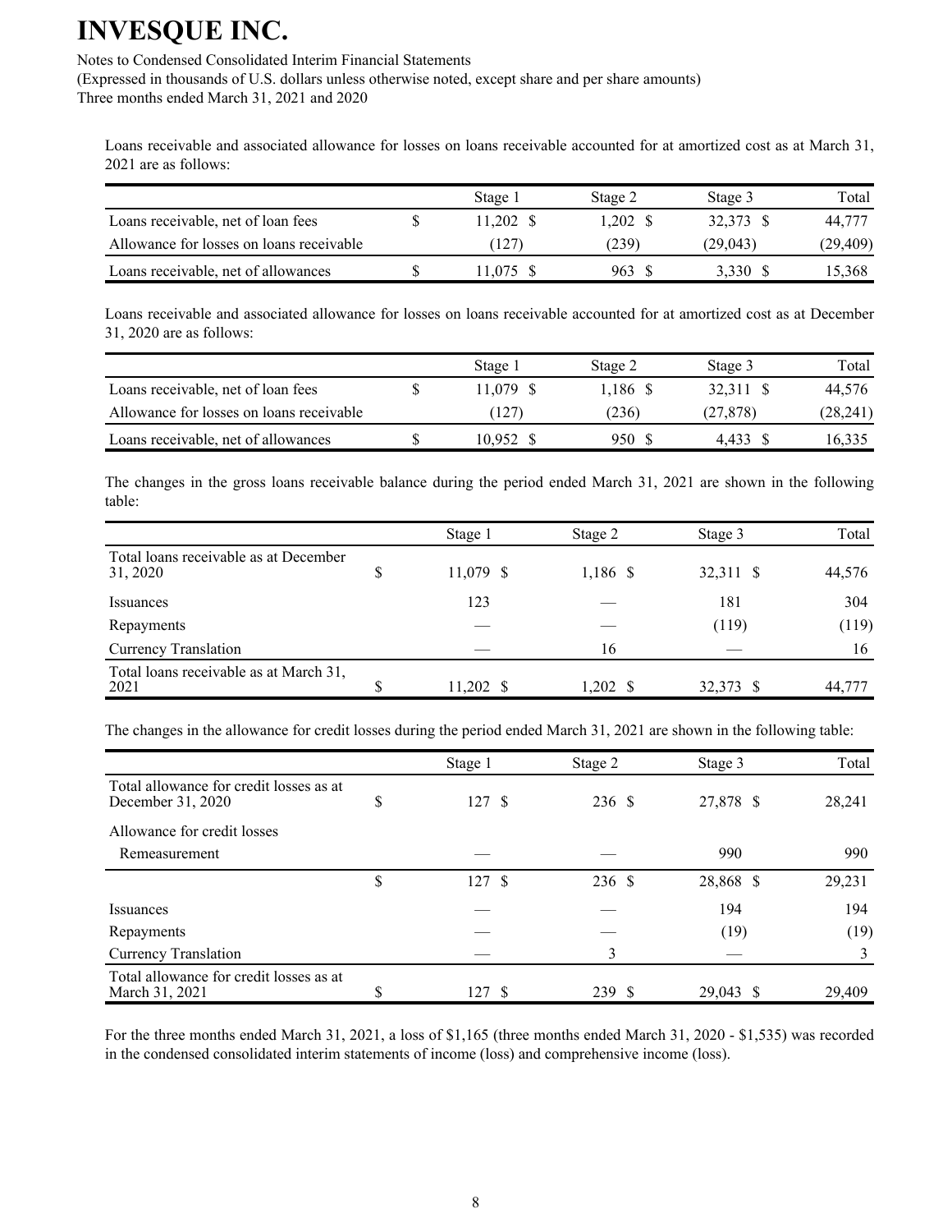Loans receivable and associated allowance for losses on loans receivable accounted for at amortized cost as at March 31, 2021 are as follows:

| | Stage 1 | Stage 2 | Stage 3 | Total |
|---|---|---|---|---|
| Loans receivable, net of loan fees | $ 11,202 | $ 1,202 | $ 32,373 | $ 44,777 |
| Allowance for losses on loans receivable | (127) | (239) | (29,043) | (29,409) |
| Loans receivable, net of allowances | $ 11,075 | $ 963 | $ 3,330 | $ 15,368 |

Loans receivable and associated allowance for losses on loans receivable accounted for at amortized cost as at December 31, 2020 are as follows:

| | Stage 1 | Stage 2 | Stage 3 | Total |
|---|---|---|---|---|
| Loans receivable, net of loan fees | $ 11,079 | $ 1,186 | $ 32,311 | $ 44,576 |
| Allowance for losses on loans receivable | (127) | (236) | (27,878) | (28,241) |
| Loans receivable, net of allowances | $ 10,952 | $ 950 | $ 4,433 | $ 16,335 |

The changes in the gross loans receivable balance during the period ended March 31, 2021 are shown in the following table:

| | Stage 1 | Stage 2 | Stage 3 | Total |
|---|---|---|---|---|
| Total loans receivable as at December 31, 2020 | $ 11,079 | $ 1,186 | $ 32,311 | $ 44,576 |
| Issuances | 123 | — | 181 | 304 |
| Repayments | — | — | (119) | (119) |
| Currency Translation | — | 16 | — | 16 |
| Total loans receivable as at March 31, 2021 | $ 11,202 | $ 1,202 | $ 32,373 | $ 44,777 |

The changes in the allowance for credit losses during the period ended March 31, 2021 are shown in the following table:

| | Stage 1 | Stage 2 | Stage 3 | Total |
|---|---|---|---|---|
| Total allowance for credit losses as at December 31, 2020 | $ 127 | $ 236 | $ 27,878 | $ 28,241 |
| Allowance for credit losses | | | | |
| Remeasurement | — | — | 990 | 990 |
| | $ 127 | $ 236 | $ 28,868 | $ 29,231 |
| Issuances | — | — | 194 | 194 |
| Repayments | — | — | (19) | (19) |
| Currency Translation | — | 3 | — | 3 |
| Total allowance for credit losses as at March 31, 2021 | $ 127 | $ 239 | $ 29,043 | $ 29,409 |

For the three months ended March 31, 2021, a loss of $1,165 (three months ended March 31, 2020 - $1,535) was recorded in the condensed consolidated interim statements of income (loss) and comprehensive income (loss).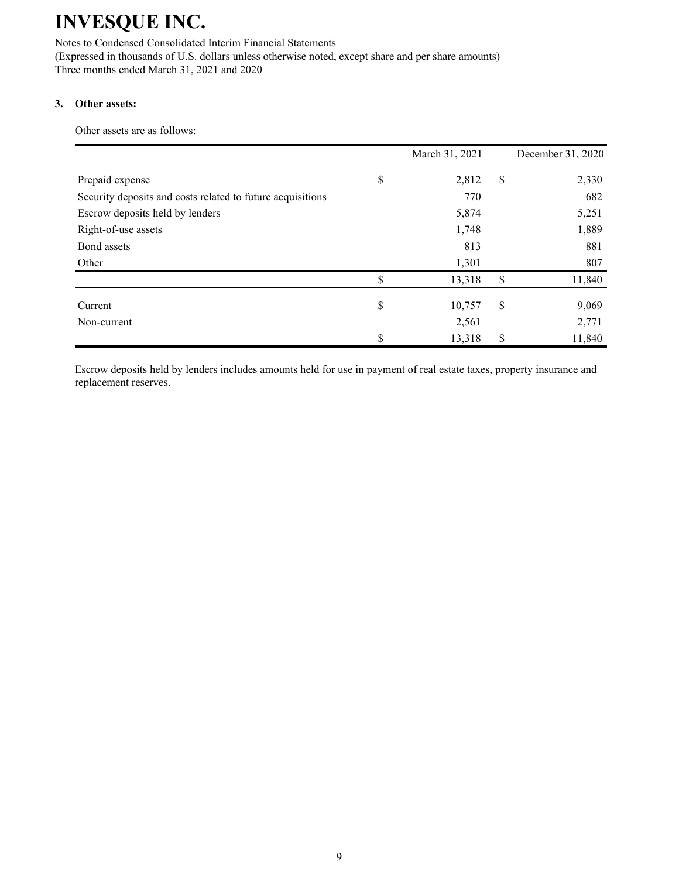# INVESQUE INC.

Notes to Condensed Consolidated Interim Financial Statements
(Expressed in thousands of U.S. dollars unless otherwise noted, except share and per share amounts)
Three months ended March 31, 2021 and 2020

**3. Other assets:**

Other assets are as follows:

| | March 31, 2021 | December 31, 2020 |
|---|---|---|
| Prepaid expense | $ 2,812 | $ 2,330 |
| Security deposits and costs related to future acquisitions | 770 | 682 |
| Escrow deposits held by lenders | 5,874 | 5,251 |
| Right-of-use assets | 1,748 | 1,889 |
| Bond assets | 813 | 881 |
| Other | 1,301 | 807 |
| | $ 13,318 | $ 11,840 |
| Current | $ 10,757 | $ 9,069 |
| Non-current | 2,561 | 2,771 |
| | $ 13,318 | $ 11,840 |

Escrow deposits held by lenders includes amounts held for use in payment of real estate taxes, property insurance and replacement reserves.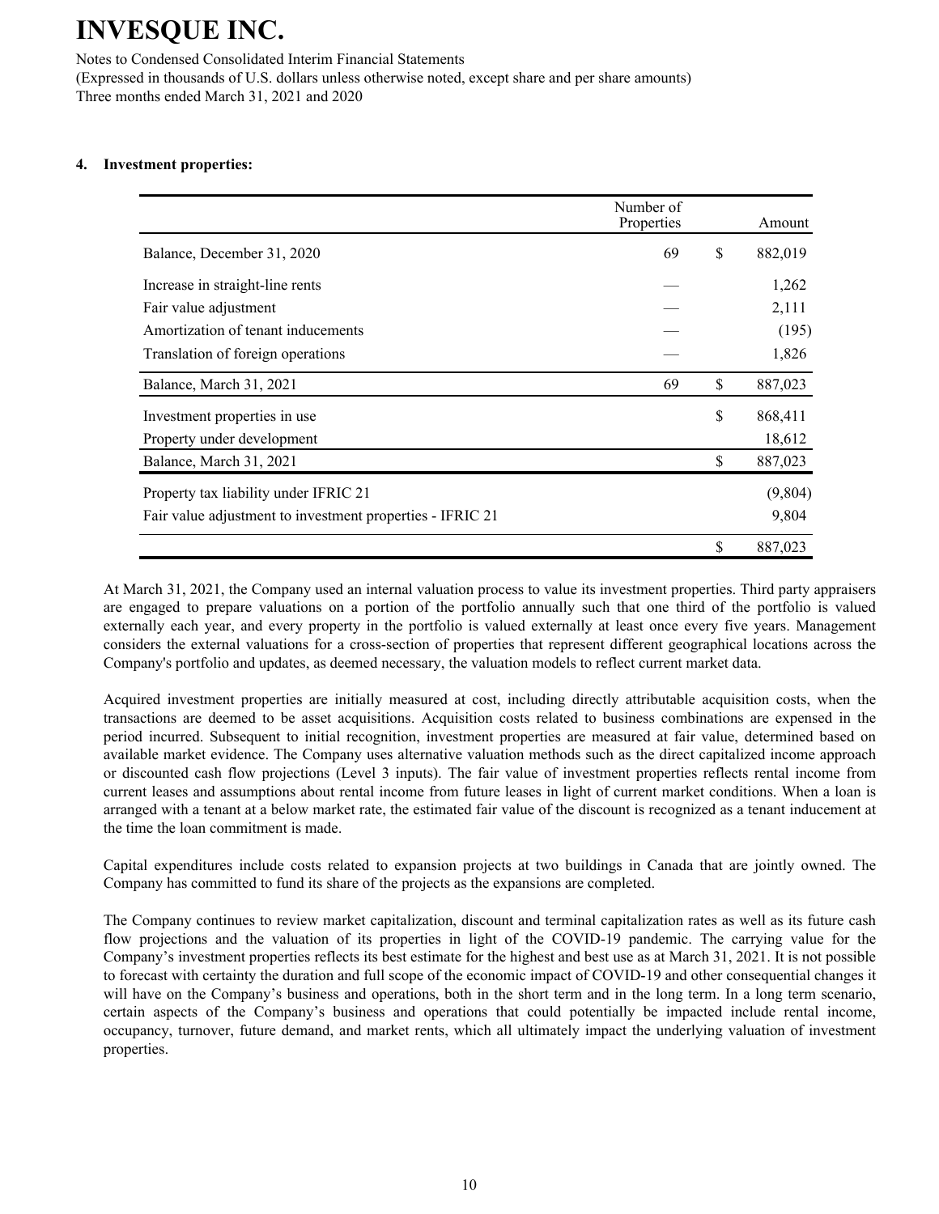# INVESQUE INC.

Notes to Condensed Consolidated Interim Financial Statements
(Expressed in thousands of U.S. dollars unless otherwise noted, except share and per share amounts)
Three months ended March 31, 2021 and 2020

**4. Investment properties:**

| | Number of Properties | | Amount |
|---|---|---|---|
| Balance, December 31, 2020 | 69 | $ | 882,019 |
| Increase in straight-line rents | — | | 1,262 |
| Fair value adjustment | — | | 2,111 |
| Amortization of tenant inducements | — | | (195) |
| Translation of foreign operations | — | | 1,826 |
| Balance, March 31, 2021 | 69 | $ | 887,023 |
| Investment properties in use | | $ | 868,411 |
| Property under development | | | 18,612 |
| Balance, March 31, 2021 | | $ | 887,023 |
| Property tax liability under IFRIC 21 | | | (9,804) |
| Fair value adjustment to investment properties - IFRIC 21 | | | 9,804 |
| | | $ | 887,023 |

At March 31, 2021, the Company used an internal valuation process to value its investment properties. Third party appraisers are engaged to prepare valuations on a portion of the portfolio annually such that one third of the portfolio is valued externally each year, and every property in the portfolio is valued externally at least once every five years. Management considers the external valuations for a cross-section of properties that represent different geographical locations across the Company's portfolio and updates, as deemed necessary, the valuation models to reflect current market data.

Acquired investment properties are initially measured at cost, including directly attributable acquisition costs, when the transactions are deemed to be asset acquisitions. Acquisition costs related to business combinations are expensed in the period incurred. Subsequent to initial recognition, investment properties are measured at fair value, determined based on available market evidence. The Company uses alternative valuation methods such as the direct capitalized income approach or discounted cash flow projections (Level 3 inputs). The fair value of investment properties reflects rental income from current leases and assumptions about rental income from future leases in light of current market conditions. When a loan is arranged with a tenant at a below market rate, the estimated fair value of the discount is recognized as a tenant inducement at the time the loan commitment is made.

Capital expenditures include costs related to expansion projects at two buildings in Canada that are jointly owned. The Company has committed to fund its share of the projects as the expansions are completed.

The Company continues to review market capitalization, discount and terminal capitalization rates as well as its future cash flow projections and the valuation of its properties in light of the COVID-19 pandemic. The carrying value for the Company's investment properties reflects its best estimate for the highest and best use as at March 31, 2021. It is not possible to forecast with certainty the duration and full scope of the economic impact of COVID-19 and other consequential changes it will have on the Company's business and operations, both in the short term and in the long term. In a long term scenario, certain aspects of the Company's business and operations that could potentially be impacted include rental income, occupancy, turnover, future demand, and market rents, which all ultimately impact the underlying valuation of investment properties.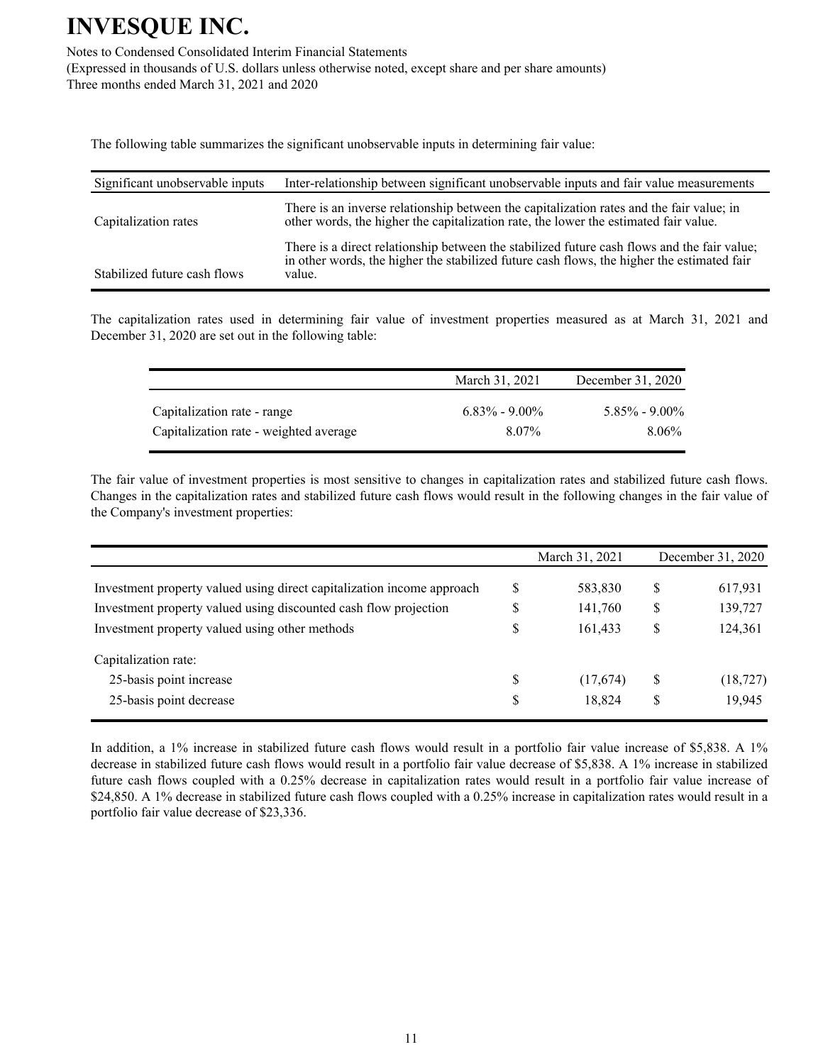The following table summarizes the significant unobservable inputs in determining fair value:

| Significant unobservable inputs | Inter-relationship between significant unobservable inputs and fair value measurements |
| --- | --- |
| Capitalization rates | There is an inverse relationship between the capitalization rates and the fair value; in other words, the higher the capitalization rate, the lower the estimated fair value. |
| Stabilized future cash flows | There is a direct relationship between the stabilized future cash flows and the fair value; in other words, the higher the stabilized future cash flows, the higher the estimated fair value. |

The capitalization rates used in determining fair value of investment properties measured as at March 31, 2021 and December 31, 2020 are set out in the following table:

| | March 31, 2021 | December 31, 2020 |
| --- | --- | --- |
| Capitalization rate - range | 6.83% - 9.00% | 5.85% - 9.00% |
| Capitalization rate - weighted average | 8.07% | 8.06% |

The fair value of investment properties is most sensitive to changes in capitalization rates and stabilized future cash flows. Changes in the capitalization rates and stabilized future cash flows would result in the following changes in the fair value of the Company's investment properties:

| | March 31, 2021 | | December 31, 2020 | |
| --- | --- | --- | --- | --- |
| Investment property valued using direct capitalization income approach | $ | 583,830 | $ | 617,931 |
| Investment property valued using discounted cash flow projection | $ | 141,760 | $ | 139,727 |
| Investment property valued using other methods | $ | 161,433 | $ | 124,361 |
| Capitalization rate: | | | | |
| 25-basis point increase | $ | (17,674) | $ | (18,727) |
| 25-basis point decrease | $ | 18,824 | $ | 19,945 |

In addition, a 1% increase in stabilized future cash flows would result in a portfolio fair value increase of $5,838. A 1% decrease in stabilized future cash flows would result in a portfolio fair value decrease of $5,838. A 1% increase in stabilized future cash flows coupled with a 0.25% decrease in capitalization rates would result in a portfolio fair value increase of $24,850. A 1% decrease in stabilized future cash flows coupled with a 0.25% increase in capitalization rates would result in a portfolio fair value decrease of $23,336.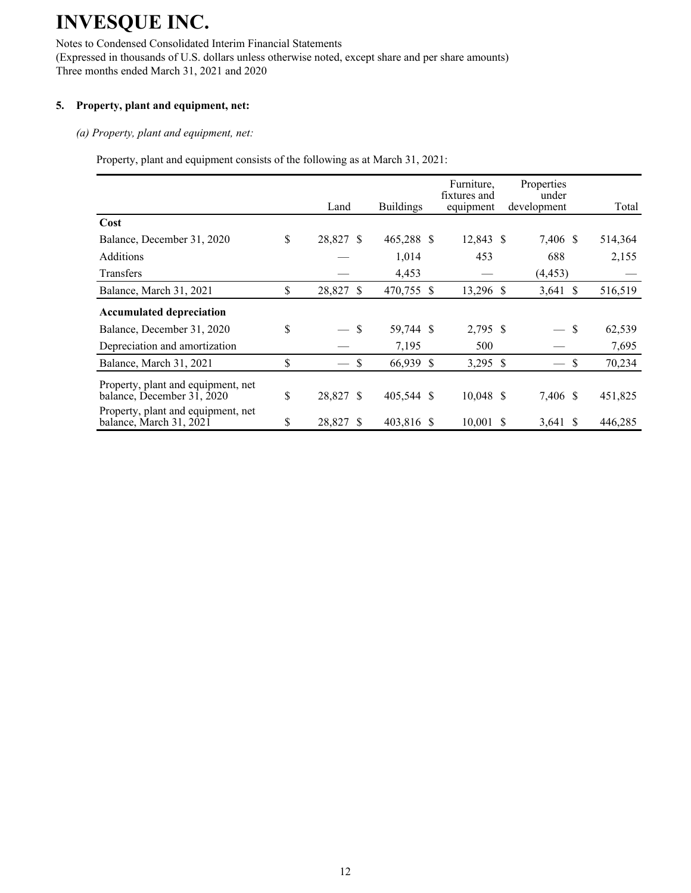# INVESQUE INC.

Notes to Condensed Consolidated Interim Financial Statements
(Expressed in thousands of U.S. dollars unless otherwise noted, except share and per share amounts)
Three months ended March 31, 2021 and 2020

## 5. Property, plant and equipment, net:

*(a) Property, plant and equipment, net:*

Property, plant and equipment consists of the following as at March 31, 2021:

| | Land | Buildings | Furniture, fixtures and equipment | Properties under development | Total |
|---|---|---|---|---|---|
| **Cost** | | | | | |
| Balance, December 31, 2020 | $ 28,827 | $ 465,288 | $ 12,843 | $ 7,406 | $ 514,364 |
| Additions | — | 1,014 | 453 | 688 | 2,155 |
| Transfers | — | 4,453 | — | (4,453) | — |
| Balance, March 31, 2021 | $ 28,827 | $ 470,755 | $ 13,296 | $ 3,641 | $ 516,519 |
| **Accumulated depreciation** | | | | | |
| Balance, December 31, 2020 | $ — | $ 59,744 | $ 2,795 | $ — | $ 62,539 |
| Depreciation and amortization | — | 7,195 | 500 | — | 7,695 |
| Balance, March 31, 2021 | $ — | $ 66,939 | $ 3,295 | $ — | $ 70,234 |
| Property, plant and equipment, net balance, December 31, 2020 | $ 28,827 | $ 405,544 | $ 10,048 | $ 7,406 | $ 451,825 |
| Property, plant and equipment, net balance, March 31, 2021 | $ 28,827 | $ 403,816 | $ 10,001 | $ 3,641 | $ 446,285 |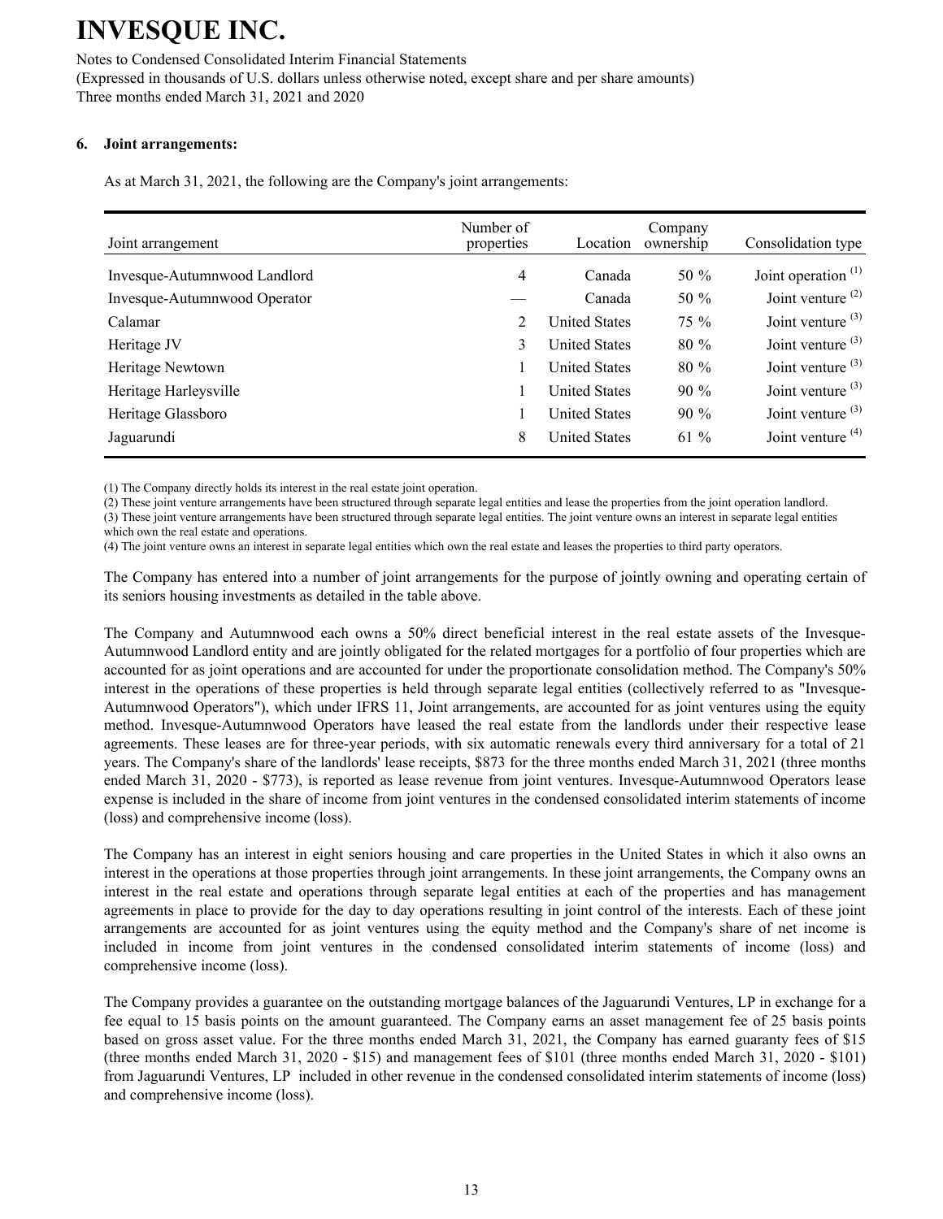## 6. Joint arrangements:

As at March 31, 2021, the following are the Company's joint arrangements:

| Joint arrangement | Number of properties | Location | Company ownership | Consolidation type |
|---|---|---|---|---|
| Invesque-Autumnwood Landlord | 4 | Canada | 50 % | Joint operation (1) |
| Invesque-Autumnwood Operator | — | Canada | 50 % | Joint venture (2) |
| Calamar | 2 | United States | 75 % | Joint venture (3) |
| Heritage JV | 3 | United States | 80 % | Joint venture (3) |
| Heritage Newtown | 1 | United States | 80 % | Joint venture (3) |
| Heritage Harleysville | 1 | United States | 90 % | Joint venture (3) |
| Heritage Glassboro | 1 | United States | 90 % | Joint venture (3) |
| Jaguarundi | 8 | United States | 61 % | Joint venture (4) |

(1) The Company directly holds its interest in the real estate joint operation.
(2) These joint venture arrangements have been structured through separate legal entities and lease the properties from the joint operation landlord.
(3) These joint venture arrangements have been structured through separate legal entities. The joint venture owns an interest in separate legal entities which own the real estate and operations.
(4) The joint venture owns an interest in separate legal entities which own the real estate and leases the properties to third party operators.

The Company has entered into a number of joint arrangements for the purpose of jointly owning and operating certain of its seniors housing investments as detailed in the table above.

The Company and Autumnwood each owns a 50% direct beneficial interest in the real estate assets of the Invesque-Autumnwood Landlord entity and are jointly obligated for the related mortgages for a portfolio of four properties which are accounted for as joint operations and are accounted for under the proportionate consolidation method. The Company's 50% interest in the operations of these properties is held through separate legal entities (collectively referred to as "Invesque-Autumnwood Operators"), which under IFRS 11, Joint arrangements, are accounted for as joint ventures using the equity method. Invesque-Autumnwood Operators have leased the real estate from the landlords under their respective lease agreements. These leases are for three-year periods, with six automatic renewals every third anniversary for a total of 21 years. The Company's share of the landlords' lease receipts, $873 for the three months ended March 31, 2021 (three months ended March 31, 2020 - $773), is reported as lease revenue from joint ventures. Invesque-Autumnwood Operators lease expense is included in the share of income from joint ventures in the condensed consolidated interim statements of income (loss) and comprehensive income (loss).

The Company has an interest in eight seniors housing and care properties in the United States in which it also owns an interest in the operations at those properties through joint arrangements. In these joint arrangements, the Company owns an interest in the real estate and operations through separate legal entities at each of the properties and has management agreements in place to provide for the day to day operations resulting in joint control of the interests. Each of these joint arrangements are accounted for as joint ventures using the equity method and the Company's share of net income is included in income from joint ventures in the condensed consolidated interim statements of income (loss) and comprehensive income (loss).

The Company provides a guarantee on the outstanding mortgage balances of the Jaguarundi Ventures, LP in exchange for a fee equal to 15 basis points on the amount guaranteed. The Company earns an asset management fee of 25 basis points based on gross asset value. For the three months ended March 31, 2021, the Company has earned guaranty fees of $15 (three months ended March 31, 2020 - $15) and management fees of $101 (three months ended March 31, 2020 - $101) from Jaguarundi Ventures, LP included in other revenue in the condensed consolidated interim statements of income (loss) and comprehensive income (loss).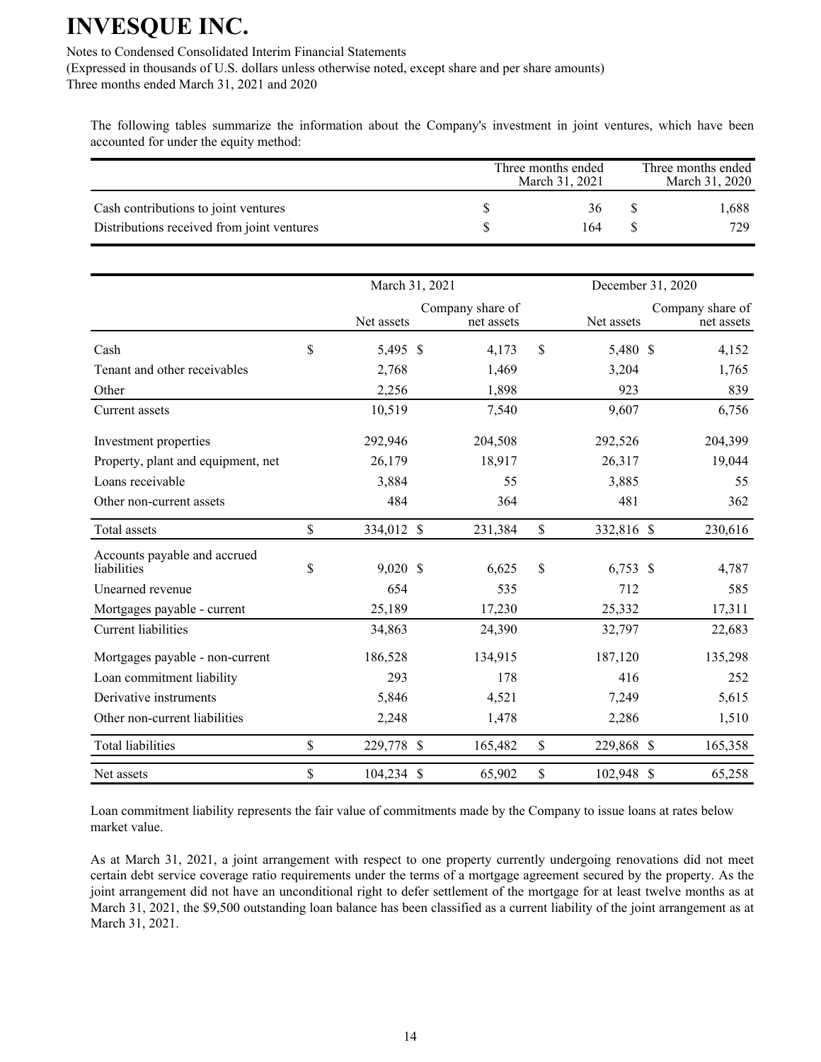The following tables summarize the information about the Company's investment in joint ventures, which have been accounted for under the equity method:

| | Three months ended March 31, 2021 | Three months ended March 31, 2020 |
|---|---|---|
| Cash contributions to joint ventures | $ 36 | $ 1,688 |
| Distributions received from joint ventures | $ 164 | $ 729 |

| | March 31, 2021 | | December 31, 2020 | |
|---|---|---|---|---|
| | Net assets | Company share of net assets | Net assets | Company share of net assets |
| Cash | $ 5,495 | $ 4,173 | $ 5,480 | $ 4,152 |
| Tenant and other receivables | 2,768 | 1,469 | 3,204 | 1,765 |
| Other | 2,256 | 1,898 | 923 | 839 |
| Current assets | 10,519 | 7,540 | 9,607 | 6,756 |
| Investment properties | 292,946 | 204,508 | 292,526 | 204,399 |
| Property, plant and equipment, net | 26,179 | 18,917 | 26,317 | 19,044 |
| Loans receivable | 3,884 | 55 | 3,885 | 55 |
| Other non-current assets | 484 | 364 | 481 | 362 |
| Total assets | $ 334,012 | $ 231,384 | $ 332,816 | $ 230,616 |
| Accounts payable and accrued liabilities | $ 9,020 | $ 6,625 | $ 6,753 | $ 4,787 |
| Unearned revenue | 654 | 535 | 712 | 585 |
| Mortgages payable - current | 25,189 | 17,230 | 25,332 | 17,311 |
| Current liabilities | 34,863 | 24,390 | 32,797 | 22,683 |
| Mortgages payable - non-current | 186,528 | 134,915 | 187,120 | 135,298 |
| Loan commitment liability | 293 | 178 | 416 | 252 |
| Derivative instruments | 5,846 | 4,521 | 7,249 | 5,615 |
| Other non-current liabilities | 2,248 | 1,478 | 2,286 | 1,510 |
| Total liabilities | $ 229,778 | $ 165,482 | $ 229,868 | $ 165,358 |
| Net assets | $ 104,234 | $ 65,902 | $ 102,948 | $ 65,258 |

Loan commitment liability represents the fair value of commitments made by the Company to issue loans at rates below market value.

As at March 31, 2021, a joint arrangement with respect to one property currently undergoing renovations did not meet certain debt service coverage ratio requirements under the terms of a mortgage agreement secured by the property. As the joint arrangement did not have an unconditional right to defer settlement of the mortgage for at least twelve months as at March 31, 2021, the $9,500 outstanding loan balance has been classified as a current liability of the joint arrangement as at March 31, 2021.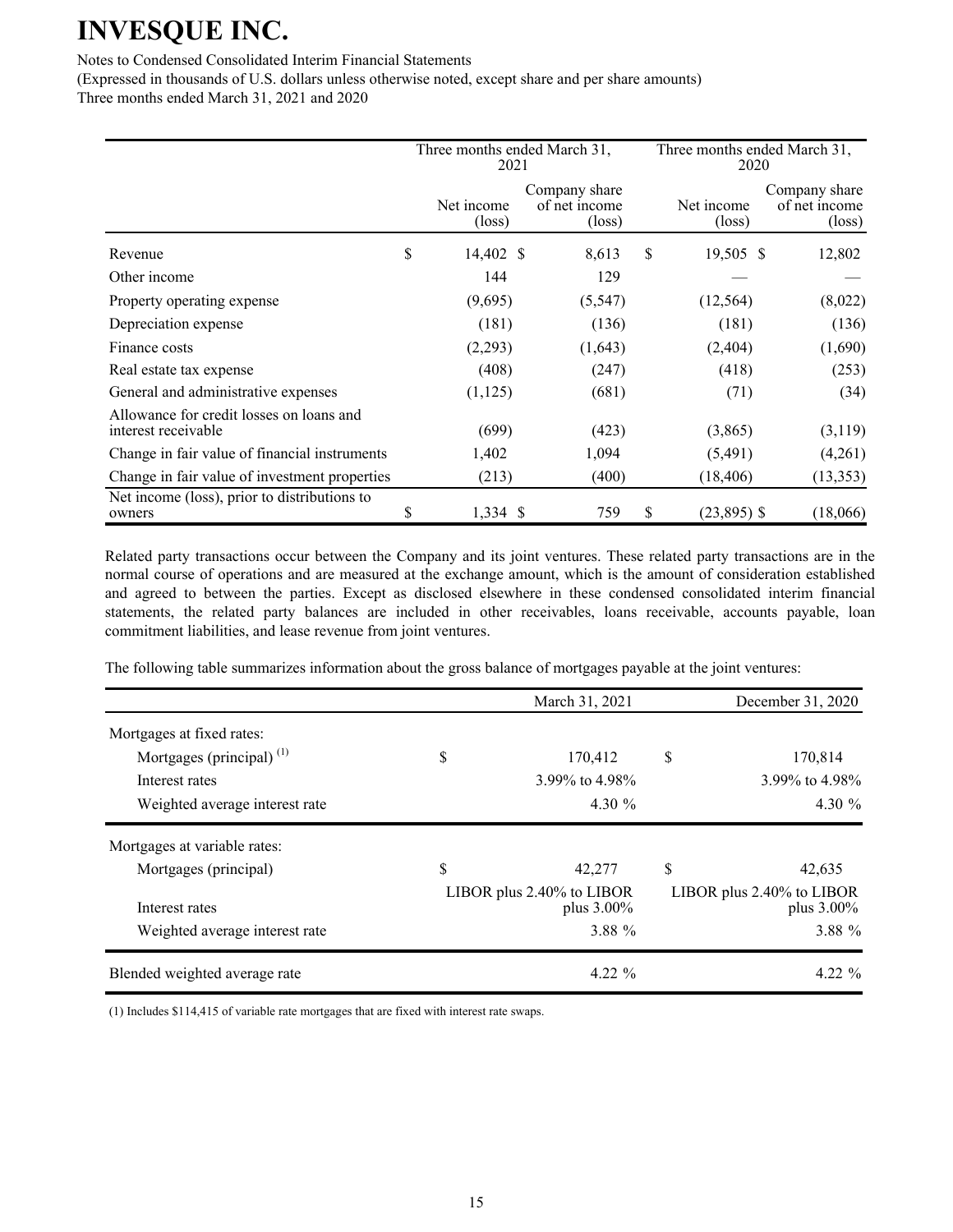|  | Three months ended March 31, 2021 |  | Three months ended March 31, 2020 |  |
|---|---|---|---|---|
|  | Net income (loss) | Company share of net income (loss) | Net income (loss) | Company share of net income (loss) |
| Revenue | $ 14,402 | $ 8,613 | $ 19,505 | $ 12,802 |
| Other income | 144 | 129 | — | — |
| Property operating expense | (9,695) | (5,547) | (12,564) | (8,022) |
| Depreciation expense | (181) | (136) | (181) | (136) |
| Finance costs | (2,293) | (1,643) | (2,404) | (1,690) |
| Real estate tax expense | (408) | (247) | (418) | (253) |
| General and administrative expenses | (1,125) | (681) | (71) | (34) |
| Allowance for credit losses on loans and interest receivable | (699) | (423) | (3,865) | (3,119) |
| Change in fair value of financial instruments | 1,402 | 1,094 | (5,491) | (4,261) |
| Change in fair value of investment properties | (213) | (400) | (18,406) | (13,353) |
| Net income (loss), prior to distributions to owners | $ 1,334 | $ 759 | $ (23,895) | $ (18,066) |

Related party transactions occur between the Company and its joint ventures. These related party transactions are in the normal course of operations and are measured at the exchange amount, which is the amount of consideration established and agreed to between the parties. Except as disclosed elsewhere in these condensed consolidated interim financial statements, the related party balances are included in other receivables, loans receivable, accounts payable, loan commitment liabilities, and lease revenue from joint ventures.

The following table summarizes information about the gross balance of mortgages payable at the joint ventures:

|  | March 31, 2021 | December 31, 2020 |
|---|---|---|
| Mortgages at fixed rates: |  |  |
| Mortgages (principal) [1] | $ 170,412 | $ 170,814 |
| Interest rates | 3.99% to 4.98% | 3.99% to 4.98% |
| Weighted average interest rate | 4.30 % | 4.30 % |
| Mortgages at variable rates: |  |  |
| Mortgages (principal) | $ 42,277 | $ 42,635 |
| Interest rates | LIBOR plus 2.40% to LIBOR plus 3.00% | LIBOR plus 2.40% to LIBOR plus 3.00% |
| Weighted average interest rate | 3.88 % | 3.88 % |
| Blended weighted average rate | 4.22 % | 4.22 % |

(1) Includes $114,415 of variable rate mortgages that are fixed with interest rate swaps.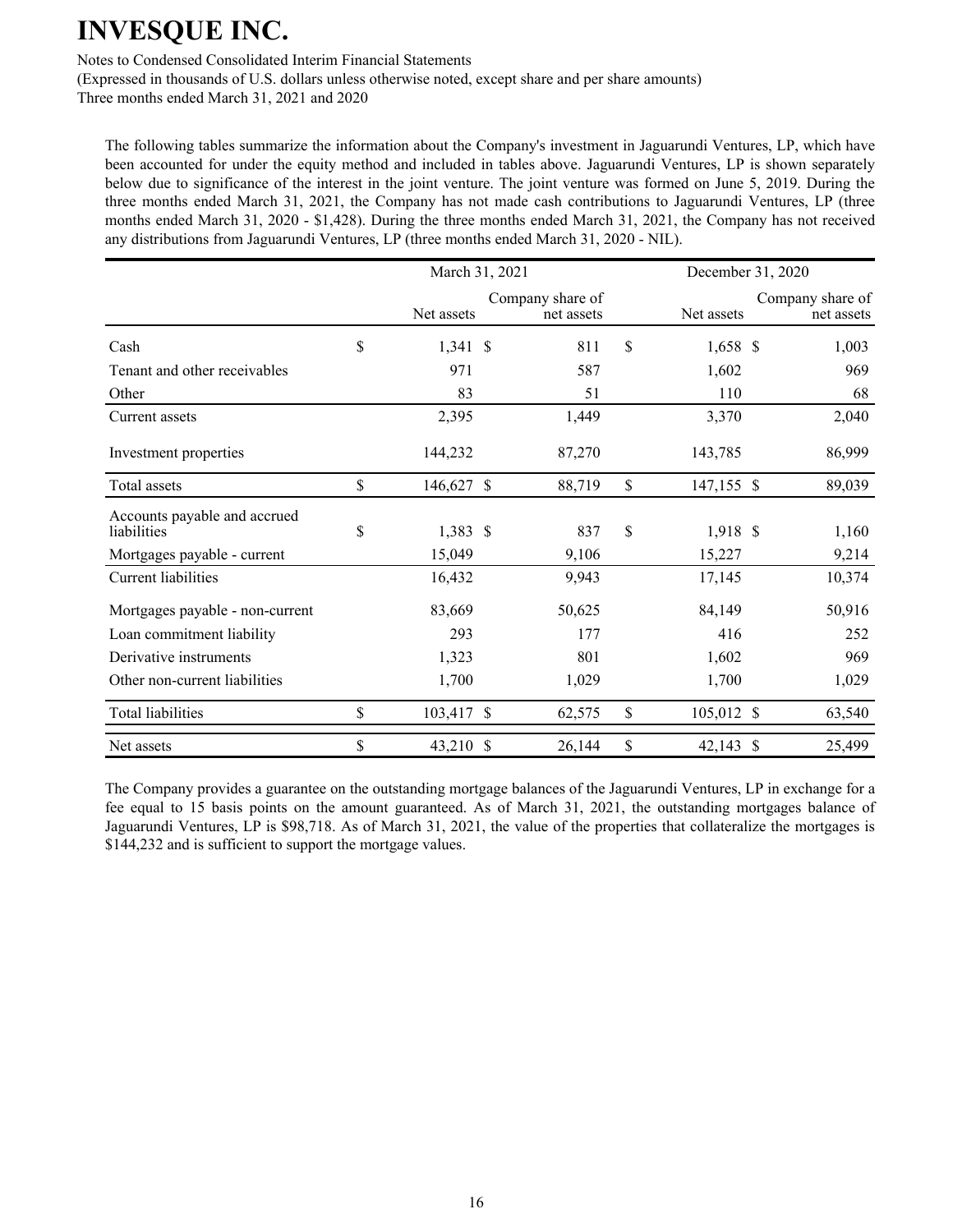The following tables summarize the information about the Company's investment in Jaguarundi Ventures, LP, which have been accounted for under the equity method and included in tables above. Jaguarundi Ventures, LP is shown separately below due to significance of the interest in the joint venture. The joint venture was formed on June 5, 2019. During the three months ended March 31, 2021, the Company has not made cash contributions to Jaguarundi Ventures, LP (three months ended March 31, 2020 - $1,428). During the three months ended March 31, 2021, the Company has not received any distributions from Jaguarundi Ventures, LP (three months ended March 31, 2020 - NIL).

| | March 31, 2021 | | December 31, 2020 | |
|---|---|---|---|---|
| | Net assets | Company share of net assets | Net assets | Company share of net assets |
| Cash | $ 1,341 | $ 811 | $ 1,658 | $ 1,003 |
| Tenant and other receivables | 971 | 587 | 1,602 | 969 |
| Other | 83 | 51 | 110 | 68 |
| Current assets | 2,395 | 1,449 | 3,370 | 2,040 |
| Investment properties | 144,232 | 87,270 | 143,785 | 86,999 |
| Total assets | $ 146,627 | $ 88,719 | $ 147,155 | $ 89,039 |
| Accounts payable and accrued liabilities | $ 1,383 | $ 837 | $ 1,918 | $ 1,160 |
| Mortgages payable - current | 15,049 | 9,106 | 15,227 | 9,214 |
| Current liabilities | 16,432 | 9,943 | 17,145 | 10,374 |
| Mortgages payable - non-current | 83,669 | 50,625 | 84,149 | 50,916 |
| Loan commitment liability | 293 | 177 | 416 | 252 |
| Derivative instruments | 1,323 | 801 | 1,602 | 969 |
| Other non-current liabilities | 1,700 | 1,029 | 1,700 | 1,029 |
| Total liabilities | $ 103,417 | $ 62,575 | $ 105,012 | $ 63,540 |
| Net assets | $ 43,210 | $ 26,144 | $ 42,143 | $ 25,499 |

The Company provides a guarantee on the outstanding mortgage balances of the Jaguarundi Ventures, LP in exchange for a fee equal to 15 basis points on the amount guaranteed. As of March 31, 2021, the outstanding mortgages balance of Jaguarundi Ventures, LP is $98,718. As of March 31, 2021, the value of the properties that collateralize the mortgages is $144,232 and is sufficient to support the mortgage values.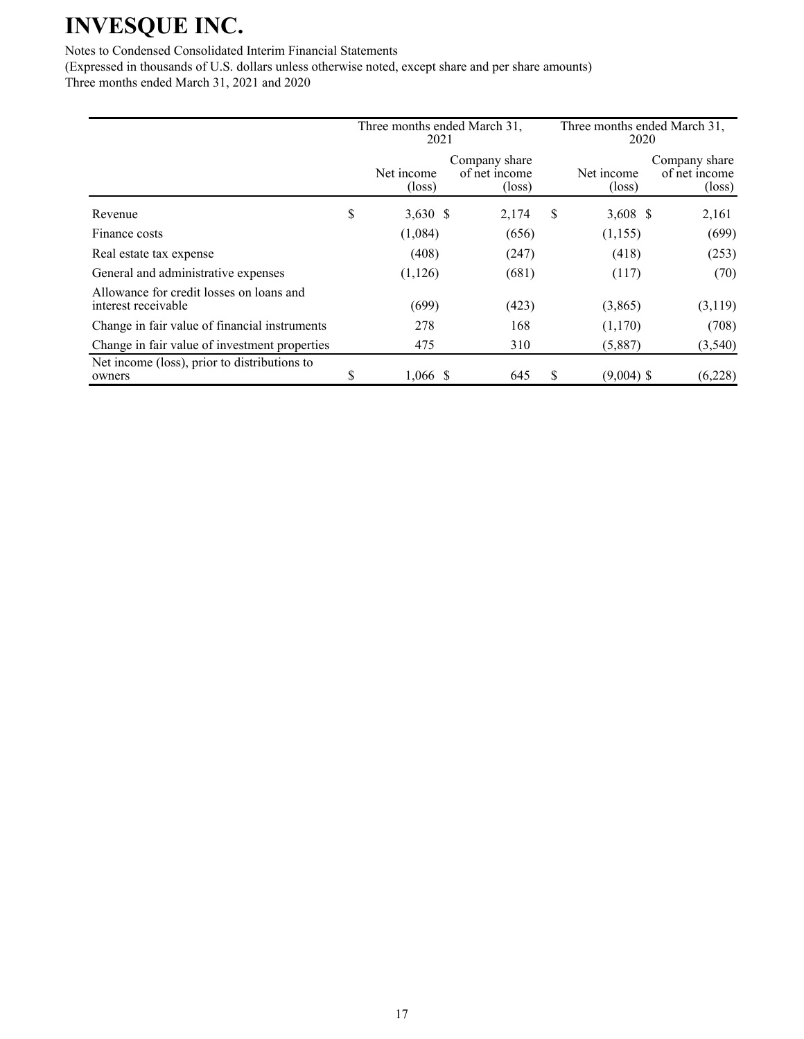# INVESQUE INC.

Notes to Condensed Consolidated Interim Financial Statements
(Expressed in thousands of U.S. dollars unless otherwise noted, except share and per share amounts)
Three months ended March 31, 2021 and 2020

| | Three months ended March 31, 2021 | | Three months ended March 31, 2020 | |
|---|---|---|---|---|
| | Net income (loss) | Company share of net income (loss) | Net income (loss) | Company share of net income (loss) |
| Revenue | $ 3,630 | $ 2,174 | $ 3,608 | $ 2,161 |
| Finance costs | (1,084) | (656) | (1,155) | (699) |
| Real estate tax expense | (408) | (247) | (418) | (253) |
| General and administrative expenses | (1,126) | (681) | (117) | (70) |
| Allowance for credit losses on loans and interest receivable | (699) | (423) | (3,865) | (3,119) |
| Change in fair value of financial instruments | 278 | 168 | (1,170) | (708) |
| Change in fair value of investment properties | 475 | 310 | (5,887) | (3,540) |
| Net income (loss), prior to distributions to owners | $ 1,066 | $ 645 | $ (9,004) | $ (6,228) |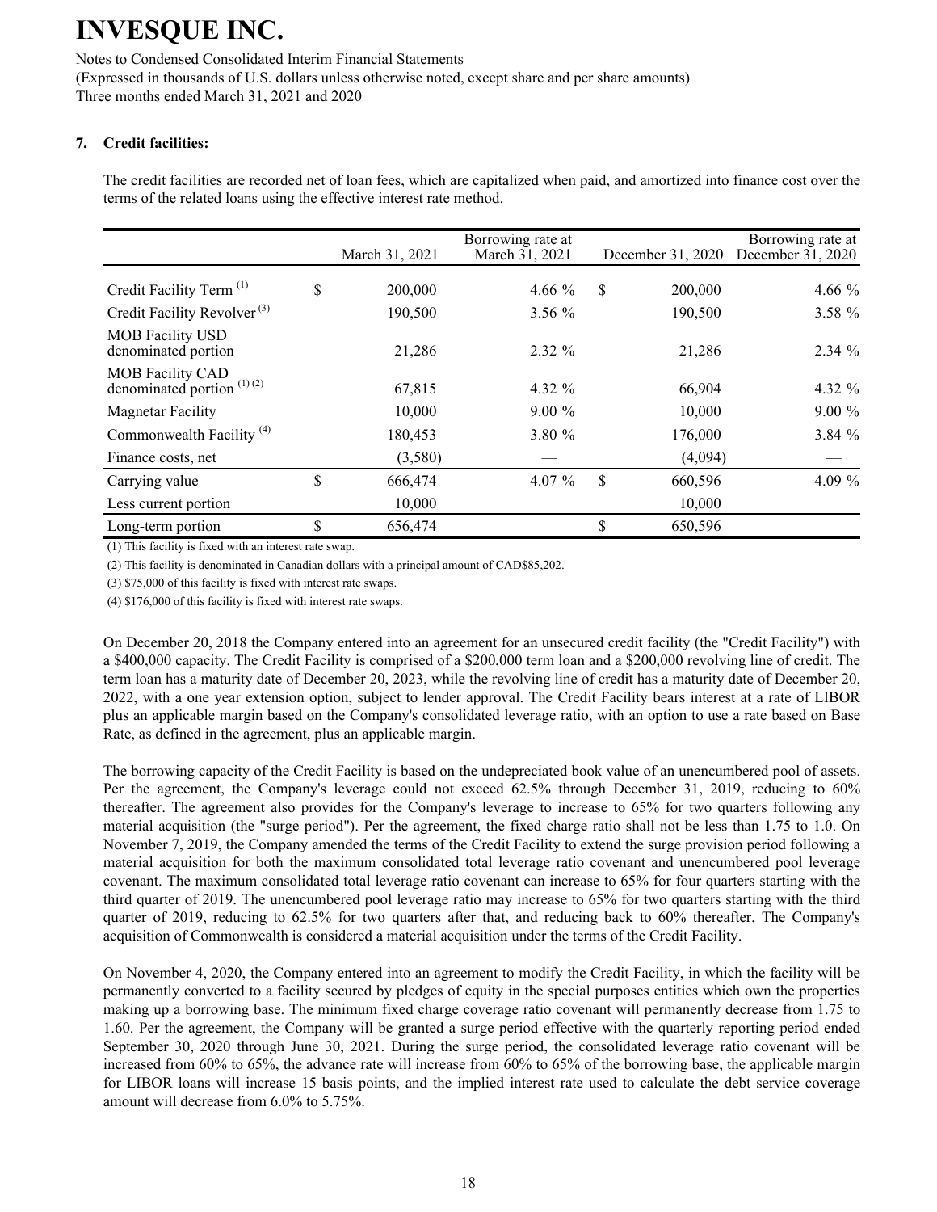# INVESQUE INC.

Notes to Condensed Consolidated Interim Financial Statements
(Expressed in thousands of U.S. dollars unless otherwise noted, except share and per share amounts)
Three months ended March 31, 2021 and 2020

## 7. Credit facilities:

The credit facilities are recorded net of loan fees, which are capitalized when paid, and amortized into finance cost over the terms of the related loans using the effective interest rate method.

| | March 31, 2021 | Borrowing rate at March 31, 2021 | December 31, 2020 | Borrowing rate at December 31, 2020 |
|---|---|---|---|---|
| Credit Facility Term [(1)] | $ 200,000 | 4.66 % | $ 200,000 | 4.66 % |
| Credit Facility Revolver [(3)] | 190,500 | 3.56 % | 190,500 | 3.58 % |
| MOB Facility USD denominated portion | 21,286 | 2.32 % | 21,286 | 2.34 % |
| MOB Facility CAD denominated portion [(1) (2)] | 67,815 | 4.32 % | 66,904 | 4.32 % |
| Magnetar Facility | 10,000 | 9.00 % | 10,000 | 9.00 % |
| Commonwealth Facility [(4)] | 180,453 | 3.80 % | 176,000 | 3.84 % |
| Finance costs, net | (3,580) | — | (4,094) | — |
| Carrying value | $ 666,474 | 4.07 % | $ 660,596 | 4.09 % |
| Less current portion | 10,000 | | 10,000 | |
| Long-term portion | $ 656,474 | | $ 650,596 | |

(1) This facility is fixed with an interest rate swap.

(2) This facility is denominated in Canadian dollars with a principal amount of CAD$85,202.

(3) $75,000 of this facility is fixed with interest rate swaps.

(4) $176,000 of this facility is fixed with interest rate swaps.

On December 20, 2018 the Company entered into an agreement for an unsecured credit facility (the "Credit Facility") with a $400,000 capacity. The Credit Facility is comprised of a $200,000 term loan and a $200,000 revolving line of credit. The term loan has a maturity date of December 20, 2023, while the revolving line of credit has a maturity date of December 20, 2022, with a one year extension option, subject to lender approval. The Credit Facility bears interest at a rate of LIBOR plus an applicable margin based on the Company's consolidated leverage ratio, with an option to use a rate based on Base Rate, as defined in the agreement, plus an applicable margin.

The borrowing capacity of the Credit Facility is based on the undepreciated book value of an unencumbered pool of assets. Per the agreement, the Company's leverage could not exceed 62.5% through December 31, 2019, reducing to 60% thereafter. The agreement also provides for the Company's leverage to increase to 65% for two quarters following any material acquisition (the "surge period"). Per the agreement, the fixed charge ratio shall not be less than 1.75 to 1.0. On November 7, 2019, the Company amended the terms of the Credit Facility to extend the surge provision period following a material acquisition for both the maximum consolidated total leverage ratio covenant and unencumbered pool leverage covenant. The maximum consolidated total leverage ratio covenant can increase to 65% for four quarters starting with the third quarter of 2019. The unencumbered pool leverage ratio may increase to 65% for two quarters starting with the third quarter of 2019, reducing to 62.5% for two quarters after that, and reducing back to 60% thereafter. The Company's acquisition of Commonwealth is considered a material acquisition under the terms of the Credit Facility.

On November 4, 2020, the Company entered into an agreement to modify the Credit Facility, in which the facility will be permanently converted to a facility secured by pledges of equity in the special purposes entities which own the properties making up a borrowing base. The minimum fixed charge coverage ratio covenant will permanently decrease from 1.75 to 1.60. Per the agreement, the Company will be granted a surge period effective with the quarterly reporting period ended September 30, 2020 through June 30, 2021. During the surge period, the consolidated leverage ratio covenant will be increased from 60% to 65%, the advance rate will increase from 60% to 65% of the borrowing base, the applicable margin for LIBOR loans will increase 15 basis points, and the implied interest rate used to calculate the debt service coverage amount will decrease from 6.0% to 5.75%.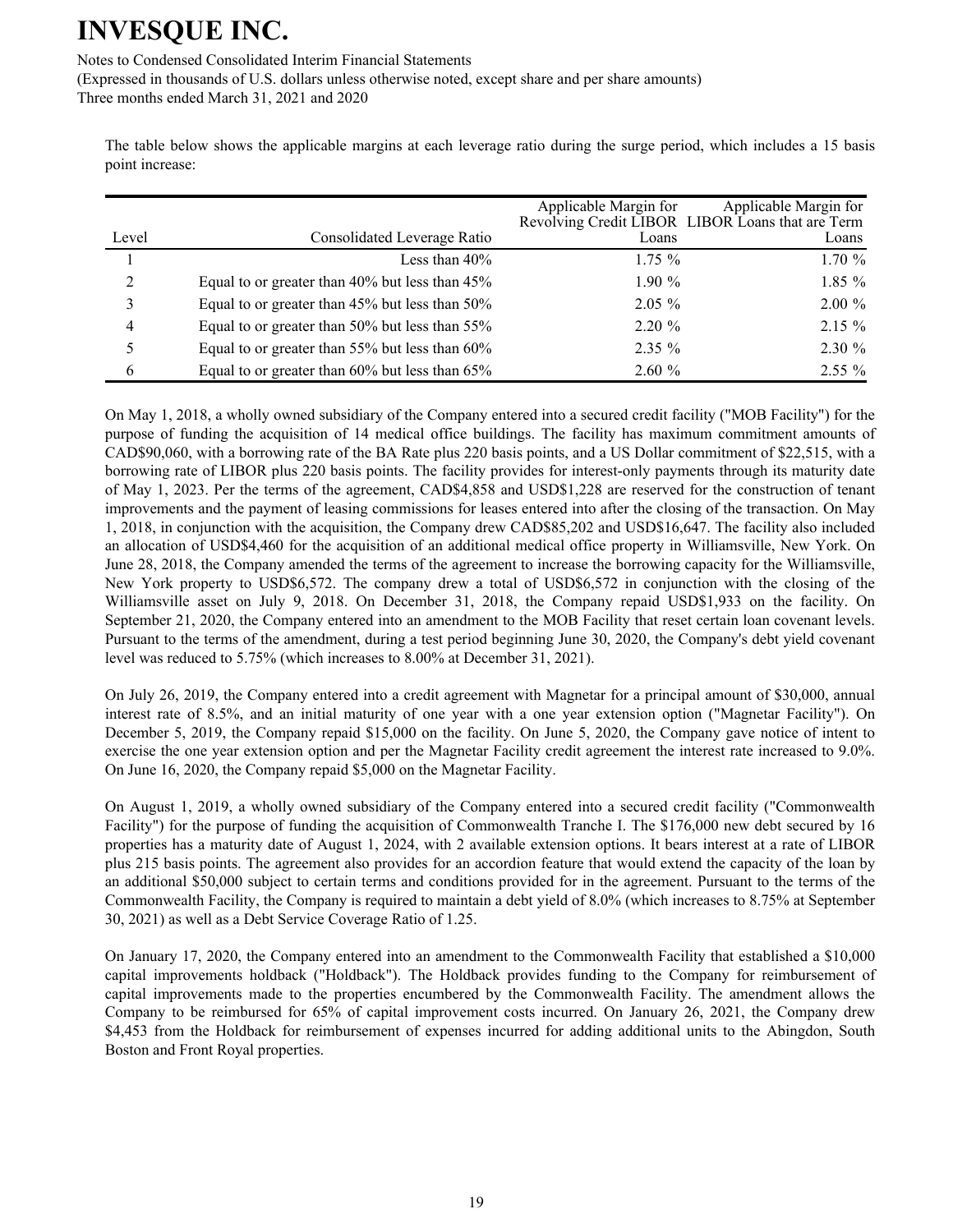The table below shows the applicable margins at each leverage ratio during the surge period, which includes a 15 basis point increase:

| Level | Consolidated Leverage Ratio | Applicable Margin for Revolving Credit LIBOR Loans | Applicable Margin for LIBOR Loans that are Term Loans |
|---|---|---|---|
| 1 | Less than 40% | 1.75 % | 1.70 % |
| 2 | Equal to or greater than 40% but less than 45% | 1.90 % | 1.85 % |
| 3 | Equal to or greater than 45% but less than 50% | 2.05 % | 2.00 % |
| 4 | Equal to or greater than 50% but less than 55% | 2.20 % | 2.15 % |
| 5 | Equal to or greater than 55% but less than 60% | 2.35 % | 2.30 % |
| 6 | Equal to or greater than 60% but less than 65% | 2.60 % | 2.55 % |

On May 1, 2018, a wholly owned subsidiary of the Company entered into a secured credit facility ("MOB Facility") for the purpose of funding the acquisition of 14 medical office buildings. The facility has maximum commitment amounts of CAD$90,060, with a borrowing rate of the BA Rate plus 220 basis points, and a US Dollar commitment of $22,515, with a borrowing rate of LIBOR plus 220 basis points. The facility provides for interest-only payments through its maturity date of May 1, 2023. Per the terms of the agreement, CAD$4,858 and USD$1,228 are reserved for the construction of tenant improvements and the payment of leasing commissions for leases entered into after the closing of the transaction. On May 1, 2018, in conjunction with the acquisition, the Company drew CAD$85,202 and USD$16,647. The facility also included an allocation of USD$4,460 for the acquisition of an additional medical office property in Williamsville, New York. On June 28, 2018, the Company amended the terms of the agreement to increase the borrowing capacity for the Williamsville, New York property to USD$6,572. The company drew a total of USD$6,572 in conjunction with the closing of the Williamsville asset on July 9, 2018. On December 31, 2018, the Company repaid USD$1,933 on the facility. On September 21, 2020, the Company entered into an amendment to the MOB Facility that reset certain loan covenant levels. Pursuant to the terms of the amendment, during a test period beginning June 30, 2020, the Company's debt yield covenant level was reduced to 5.75% (which increases to 8.00% at December 31, 2021).

On July 26, 2019, the Company entered into a credit agreement with Magnetar for a principal amount of $30,000, annual interest rate of 8.5%, and an initial maturity of one year with a one year extension option ("Magnetar Facility"). On December 5, 2019, the Company repaid $15,000 on the facility. On June 5, 2020, the Company gave notice of intent to exercise the one year extension option and per the Magnetar Facility credit agreement the interest rate increased to 9.0%. On June 16, 2020, the Company repaid $5,000 on the Magnetar Facility.

On August 1, 2019, a wholly owned subsidiary of the Company entered into a secured credit facility ("Commonwealth Facility") for the purpose of funding the acquisition of Commonwealth Tranche I. The $176,000 new debt secured by 16 properties has a maturity date of August 1, 2024, with 2 available extension options. It bears interest at a rate of LIBOR plus 215 basis points. The agreement also provides for an accordion feature that would extend the capacity of the loan by an additional $50,000 subject to certain terms and conditions provided for in the agreement. Pursuant to the terms of the Commonwealth Facility, the Company is required to maintain a debt yield of 8.0% (which increases to 8.75% at September 30, 2021) as well as a Debt Service Coverage Ratio of 1.25.

On January 17, 2020, the Company entered into an amendment to the Commonwealth Facility that established a $10,000 capital improvements holdback ("Holdback"). The Holdback provides funding to the Company for reimbursement of capital improvements made to the properties encumbered by the Commonwealth Facility. The amendment allows the Company to be reimbursed for 65% of capital improvement costs incurred. On January 26, 2021, the Company drew $4,453 from the Holdback for reimbursement of expenses incurred for adding additional units to the Abingdon, South Boston and Front Royal properties.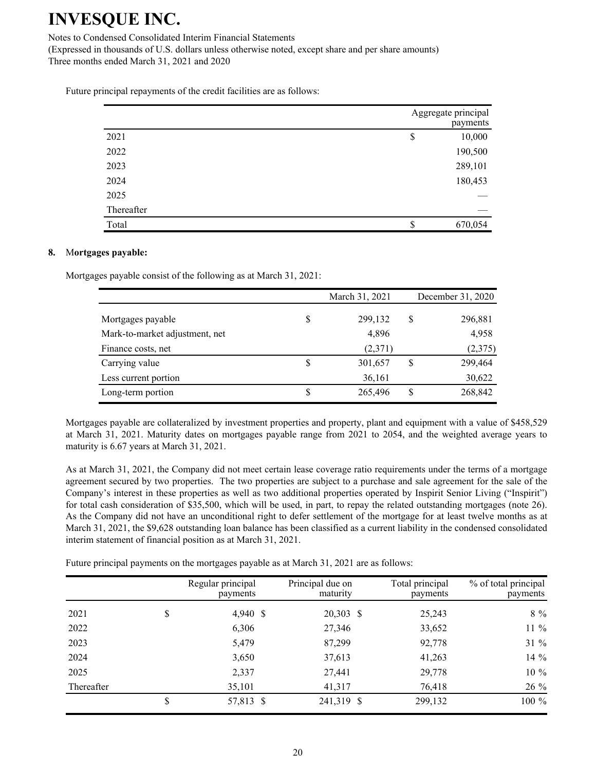Future principal repayments of the credit facilities are as follows:

| | Aggregate principal payments |
|---|---|
| 2021 | $ 10,000 |
| 2022 | 190,500 |
| 2023 | 289,101 |
| 2024 | 180,453 |
| 2025 | — |
| Thereafter | — |
| Total | $ 670,054 |

**8. Mortgages payable:**

Mortgages payable consist of the following as at March 31, 2021:

| | March 31, 2021 | December 31, 2020 |
|---|---|---|
| Mortgages payable | $ 299,132 | $ 296,881 |
| Mark-to-market adjustment, net | 4,896 | 4,958 |
| Finance costs, net | (2,371) | (2,375) |
| Carrying value | $ 301,657 | $ 299,464 |
| Less current portion | 36,161 | 30,622 |
| Long-term portion | $ 265,496 | $ 268,842 |

Mortgages payable are collateralized by investment properties and property, plant and equipment with a value of $458,529 at March 31, 2021. Maturity dates on mortgages payable range from 2021 to 2054, and the weighted average years to maturity is 6.67 years at March 31, 2021.

As at March 31, 2021, the Company did not meet certain lease coverage ratio requirements under the terms of a mortgage agreement secured by two properties. The two properties are subject to a purchase and sale agreement for the sale of the Company's interest in these properties as well as two additional properties operated by Inspirit Senior Living ("Inspirit") for total cash consideration of $35,500, which will be used, in part, to repay the related outstanding mortgages (note 26). As the Company did not have an unconditional right to defer settlement of the mortgage for at least twelve months as at March 31, 2021, the $9,628 outstanding loan balance has been classified as a current liability in the condensed consolidated interim statement of financial position as at March 31, 2021.

Future principal payments on the mortgages payable as at March 31, 2021 are as follows:

| | Regular principal payments | Principal due on maturity | Total principal payments | % of total principal payments |
|---|---|---|---|---|
| 2021 | $ 4,940 | $ 20,303 | $ 25,243 | 8 % |
| 2022 | 6,306 | 27,346 | 33,652 | 11 % |
| 2023 | 5,479 | 87,299 | 92,778 | 31 % |
| 2024 | 3,650 | 37,613 | 41,263 | 14 % |
| 2025 | 2,337 | 27,441 | 29,778 | 10 % |
| Thereafter | 35,101 | 41,317 | 76,418 | 26 % |
| | $ 57,813 | $ 241,319 | $ 299,132 | 100 % |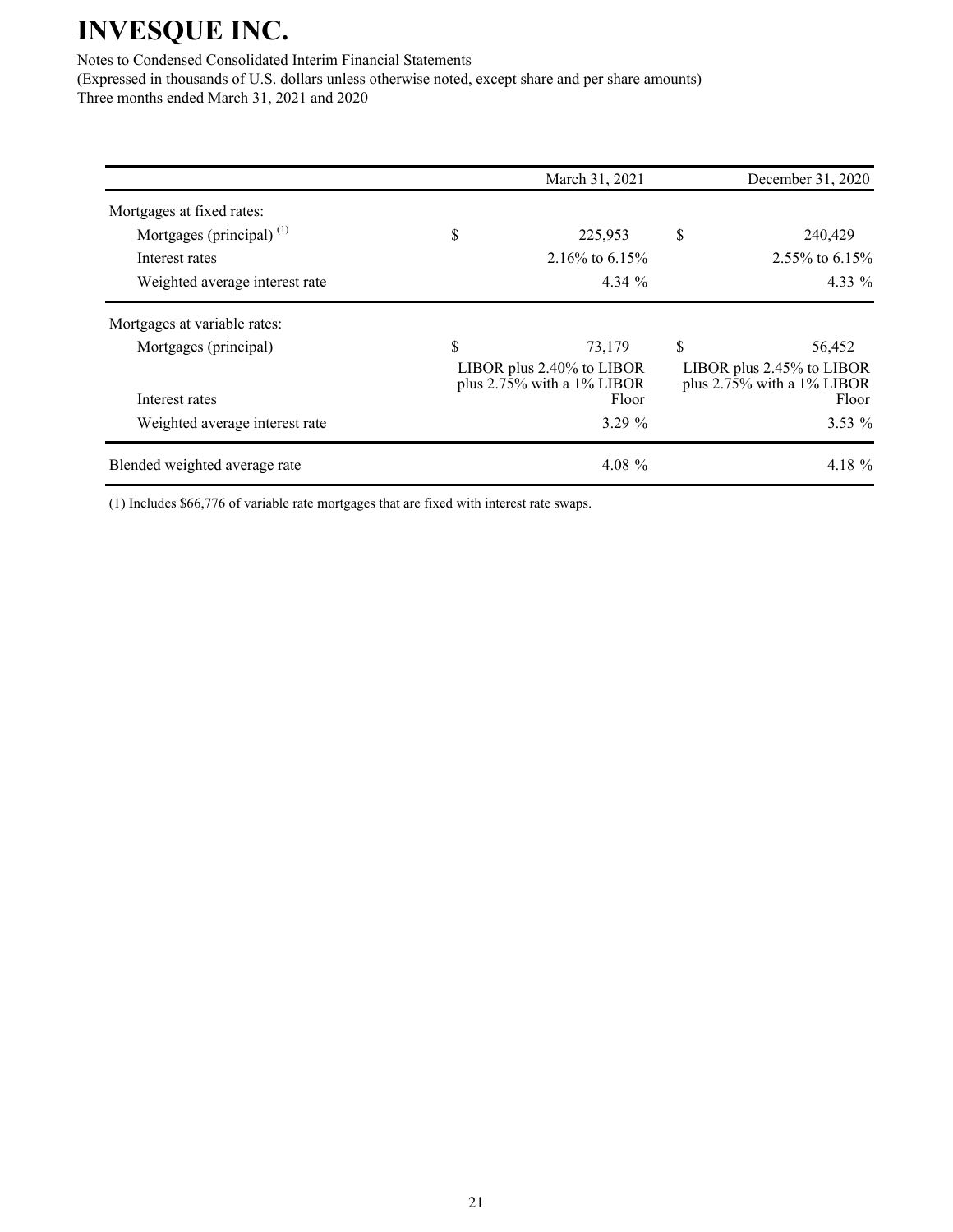| | March 31, 2021 | December 31, 2020 |
|---|---|---|
| Mortgages at fixed rates: | | |
| Mortgages (principal) [(1)] | $ 225,953 | $ 240,429 |
| Interest rates | 2.16% to 6.15% | 2.55% to 6.15% |
| Weighted average interest rate | 4.34 % | 4.33 % |
| Mortgages at variable rates: | | |
| Mortgages (principal) | $ 73,179 | $ 56,452 |
| Interest rates | LIBOR plus 2.40% to LIBOR plus 2.75% with a 1% LIBOR Floor | LIBOR plus 2.45% to LIBOR plus 2.75% with a 1% LIBOR Floor |
| Weighted average interest rate | 3.29 % | 3.53 % |
| Blended weighted average rate | 4.08 % | 4.18 % |

(1) Includes $66,776 of variable rate mortgages that are fixed with interest rate swaps.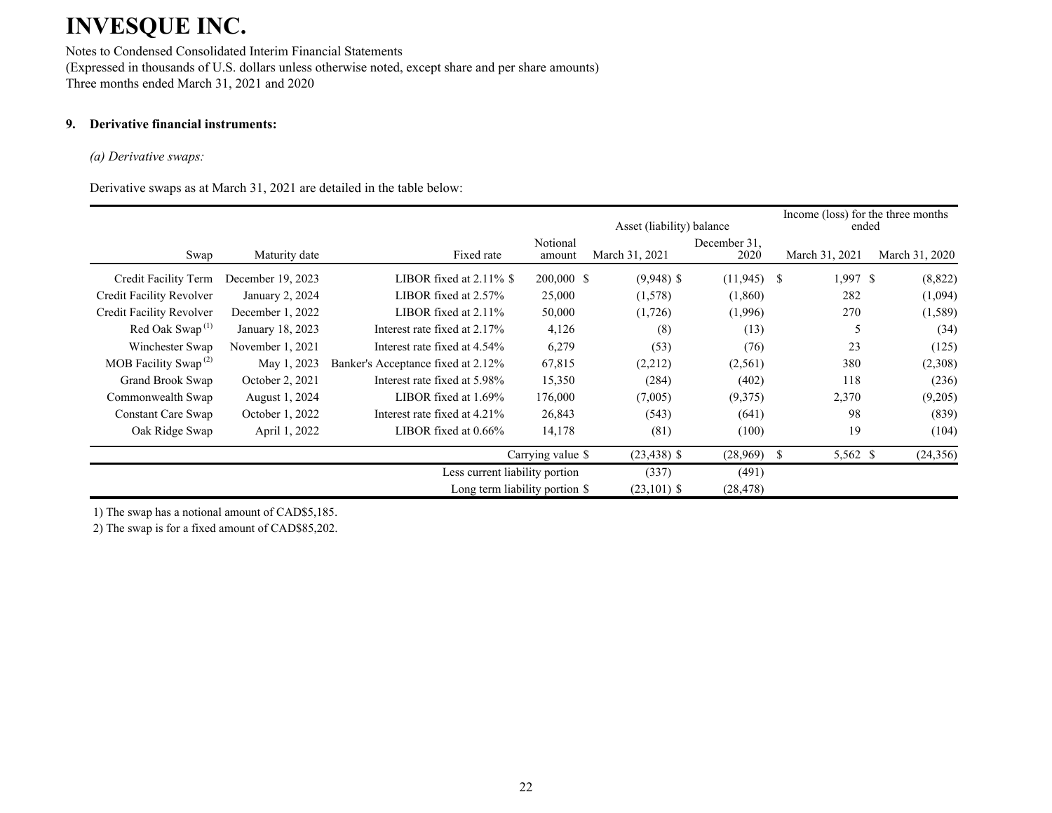# INVESQUE INC.

Notes to Condensed Consolidated Interim Financial Statements
(Expressed in thousands of U.S. dollars unless otherwise noted, except share and per share amounts)
Three months ended March 31, 2021 and 2020

**9. Derivative financial instruments:**

*(a) Derivative swaps:*

Derivative swaps as at March 31, 2021 are detailed in the table below:

| | | | | Asset (liability) balance | | Income (loss) for the three months ended | |
|---|---|---|---|---|---|---|---|
| Swap | Maturity date | Fixed rate | Notional amount | March 31, 2021 | December 31, 2020 | March 31, 2021 | March 31, 2020 |
| Credit Facility Term | December 19, 2023 | LIBOR fixed at 2.11% | $ 200,000 | $ (9,948) | $ (11,945) | $ 1,997 | $ (8,822) |
| Credit Facility Revolver | January 2, 2024 | LIBOR fixed at 2.57% | 25,000 | (1,578) | (1,860) | 282 | (1,094) |
| Credit Facility Revolver | December 1, 2022 | LIBOR fixed at 2.11% | 50,000 | (1,726) | (1,996) | 270 | (1,589) |
| Red Oak Swap [1] | January 18, 2023 | Interest rate fixed at 2.17% | 4,126 | (8) | (13) | 5 | (34) |
| Winchester Swap | November 1, 2021 | Interest rate fixed at 4.54% | 6,279 | (53) | (76) | 23 | (125) |
| MOB Facility Swap [2] | May 1, 2023 | Banker's Acceptance fixed at 2.12% | 67,815 | (2,212) | (2,561) | 380 | (2,308) |
| Grand Brook Swap | October 2, 2021 | Interest rate fixed at 5.98% | 15,350 | (284) | (402) | 118 | (236) |
| Commonwealth Swap | August 1, 2024 | LIBOR fixed at 1.69% | 176,000 | (7,005) | (9,375) | 2,370 | (9,205) |
| Constant Care Swap | October 1, 2022 | Interest rate fixed at 4.21% | 26,843 | (543) | (641) | 98 | (839) |
| Oak Ridge Swap | April 1, 2022 | LIBOR fixed at 0.66% | 14,178 | (81) | (100) | 19 | (104) |
| | | | Carrying value | $ (23,438) | $ (28,969) | $ 5,562 | $ (24,356) |
| | | | Less current liability portion | (337) | (491) | | |
| | | | Long term liability portion | $ (23,101) | $ (28,478) | | |

1) The swap has a notional amount of CAD$5,185.

2) The swap is for a fixed amount of CAD$85,202.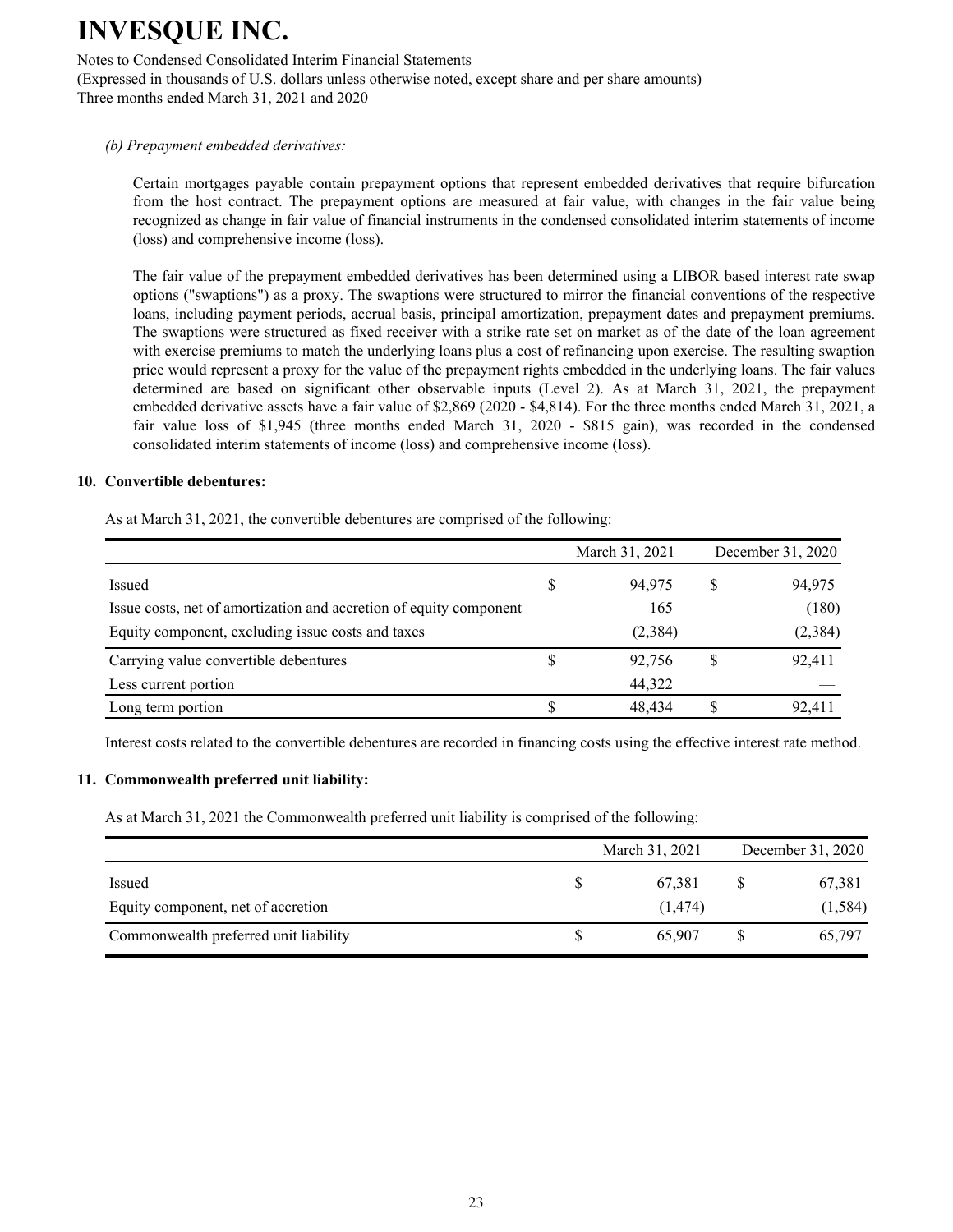*(b) Prepayment embedded derivatives:*

Certain mortgages payable contain prepayment options that represent embedded derivatives that require bifurcation from the host contract. The prepayment options are measured at fair value, with changes in the fair value being recognized as change in fair value of financial instruments in the condensed consolidated interim statements of income (loss) and comprehensive income (loss).

The fair value of the prepayment embedded derivatives has been determined using a LIBOR based interest rate swap options ("swaptions") as a proxy. The swaptions were structured to mirror the financial conventions of the respective loans, including payment periods, accrual basis, principal amortization, prepayment dates and prepayment premiums. The swaptions were structured as fixed receiver with a strike rate set on market as of the date of the loan agreement with exercise premiums to match the underlying loans plus a cost of refinancing upon exercise. The resulting swaption price would represent a proxy for the value of the prepayment rights embedded in the underlying loans. The fair values determined are based on significant other observable inputs (Level 2). As at March 31, 2021, the prepayment embedded derivative assets have a fair value of $2,869 (2020 - $4,814). For the three months ended March 31, 2021, a fair value loss of $1,945 (three months ended March 31, 2020 - $815 gain), was recorded in the condensed consolidated interim statements of income (loss) and comprehensive income (loss).

## 10. Convertible debentures:

As at March 31, 2021, the convertible debentures are comprised of the following:

| | March 31, 2021 | December 31, 2020 |
|---|---|---|
| Issued | $ 94,975 | $ 94,975 |
| Issue costs, net of amortization and accretion of equity component | 165 | (180) |
| Equity component, excluding issue costs and taxes | (2,384) | (2,384) |
| Carrying value convertible debentures | $ 92,756 | $ 92,411 |
| Less current portion | 44,322 | — |
| Long term portion | $ 48,434 | $ 92,411 |

Interest costs related to the convertible debentures are recorded in financing costs using the effective interest rate method.

## 11. Commonwealth preferred unit liability:

As at March 31, 2021 the Commonwealth preferred unit liability is comprised of the following:

| | March 31, 2021 | December 31, 2020 |
|---|---|---|
| Issued | $ 67,381 | $ 67,381 |
| Equity component, net of accretion | (1,474) | (1,584) |
| Commonwealth preferred unit liability | $ 65,907 | $ 65,797 |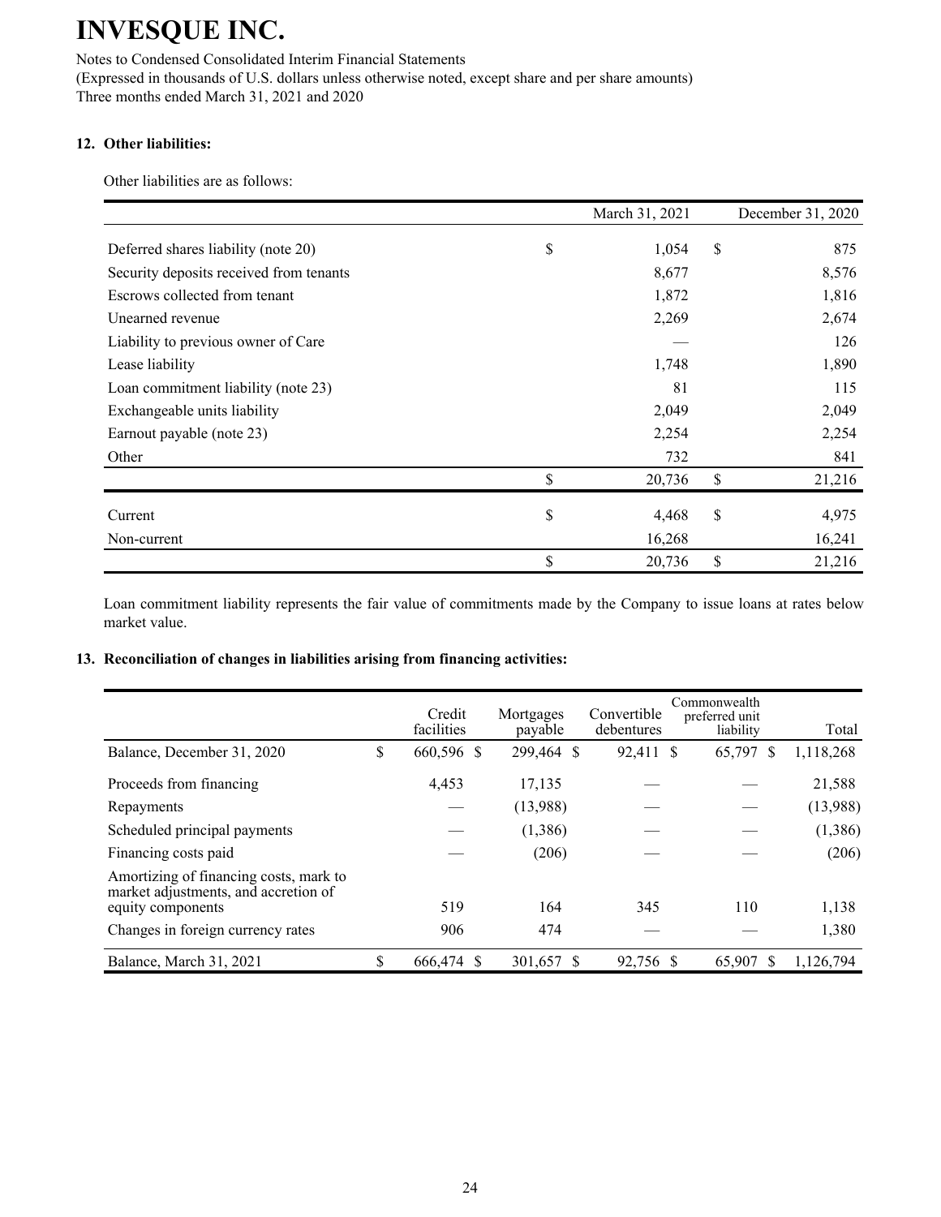# INVESQUE INC.

Notes to Condensed Consolidated Interim Financial Statements
(Expressed in thousands of U.S. dollars unless otherwise noted, except share and per share amounts)
Three months ended March 31, 2021 and 2020

## 12. Other liabilities:

Other liabilities are as follows:

| | March 31, 2021 | December 31, 2020 |
|---|---|---|
| Deferred shares liability (note 20) | $ 1,054 | $ 875 |
| Security deposits received from tenants | 8,677 | 8,576 |
| Escrows collected from tenant | 1,872 | 1,816 |
| Unearned revenue | 2,269 | 2,674 |
| Liability to previous owner of Care | — | 126 |
| Lease liability | 1,748 | 1,890 |
| Loan commitment liability (note 23) | 81 | 115 |
| Exchangeable units liability | 2,049 | 2,049 |
| Earnout payable (note 23) | 2,254 | 2,254 |
| Other | 732 | 841 |
| | $ 20,736 | $ 21,216 |
| Current | $ 4,468 | $ 4,975 |
| Non-current | 16,268 | 16,241 |
| | $ 20,736 | $ 21,216 |

Loan commitment liability represents the fair value of commitments made by the Company to issue loans at rates below market value.

## 13. Reconciliation of changes in liabilities arising from financing activities:

| | Credit facilities | Mortgages payable | Convertible debentures | Commonwealth preferred unit liability | Total |
|---|---|---|---|---|---|
| Balance, December 31, 2020 | $ 660,596 | $ 299,464 | $ 92,411 | $ 65,797 | $ 1,118,268 |
| Proceeds from financing | 4,453 | 17,135 | — | — | 21,588 |
| Repayments | — | (13,988) | — | — | (13,988) |
| Scheduled principal payments | — | (1,386) | — | — | (1,386) |
| Financing costs paid | — | (206) | — | — | (206) |
| Amortizing of financing costs, mark to market adjustments, and accretion of equity components | 519 | 164 | 345 | 110 | 1,138 |
| Changes in foreign currency rates | 906 | 474 | — | — | 1,380 |
| Balance, March 31, 2021 | $ 666,474 | $ 301,657 | $ 92,756 | $ 65,907 | $ 1,126,794 |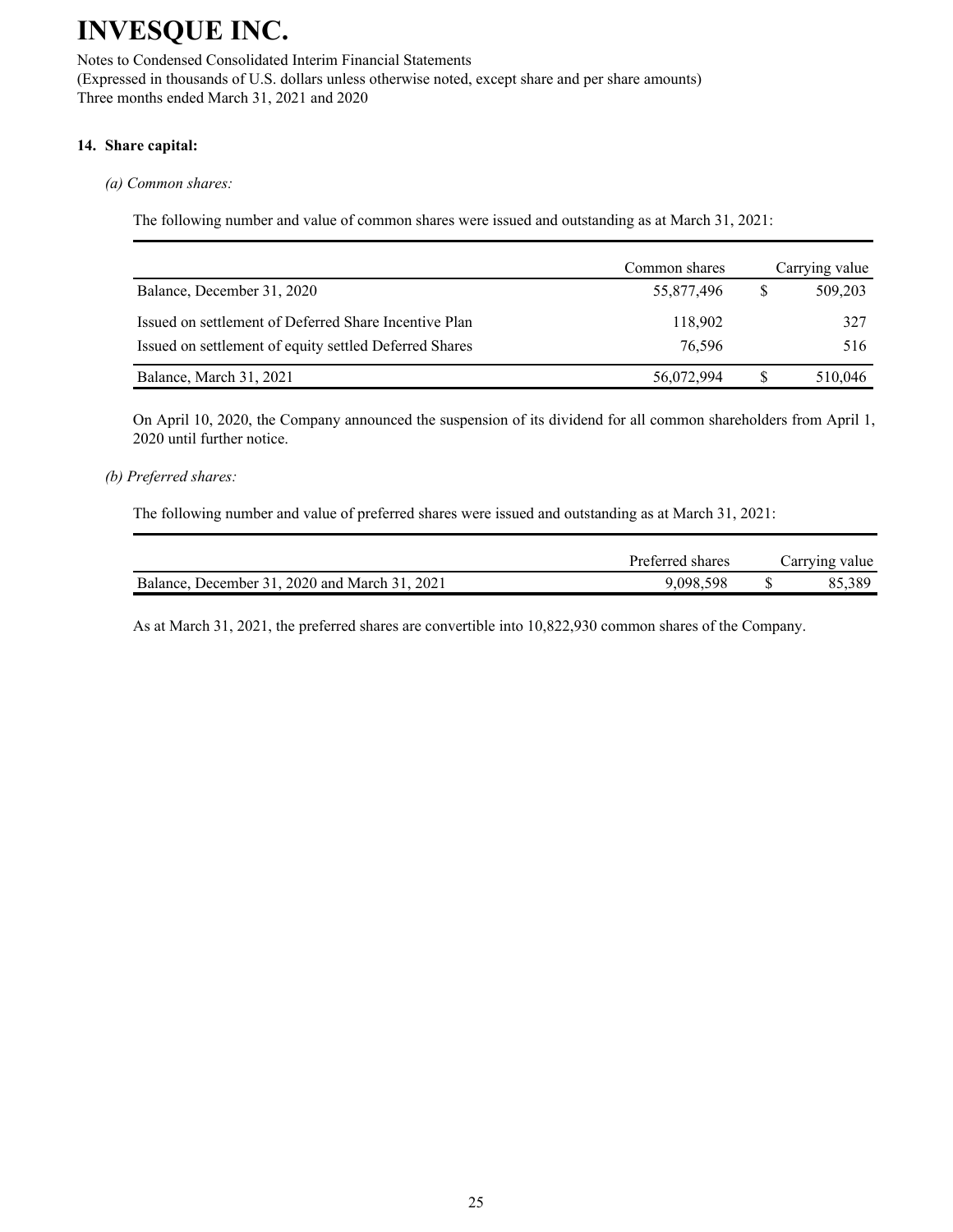# INVESQUE INC.

Notes to Condensed Consolidated Interim Financial Statements
(Expressed in thousands of U.S. dollars unless otherwise noted, except share and per share amounts)
Three months ended March 31, 2021 and 2020

**14. Share capital:**

*(a) Common shares:*

The following number and value of common shares were issued and outstanding as at March 31, 2021:

| | Common shares | | Carrying value |
|---|---|---|---|
| Balance, December 31, 2020 | 55,877,496 | $ | 509,203 |
| Issued on settlement of Deferred Share Incentive Plan | 118,902 | | 327 |
| Issued on settlement of equity settled Deferred Shares | 76,596 | | 516 |
| Balance, March 31, 2021 | 56,072,994 | $ | 510,046 |

On April 10, 2020, the Company announced the suspension of its dividend for all common shareholders from April 1, 2020 until further notice.

*(b) Preferred shares:*

The following number and value of preferred shares were issued and outstanding as at March 31, 2021:

| | Preferred shares | | Carrying value |
|---|---|---|---|
| Balance, December 31, 2020 and March 31, 2021 | 9,098,598 | $ | 85,389 |

As at March 31, 2021, the preferred shares are convertible into 10,822,930 common shares of the Company.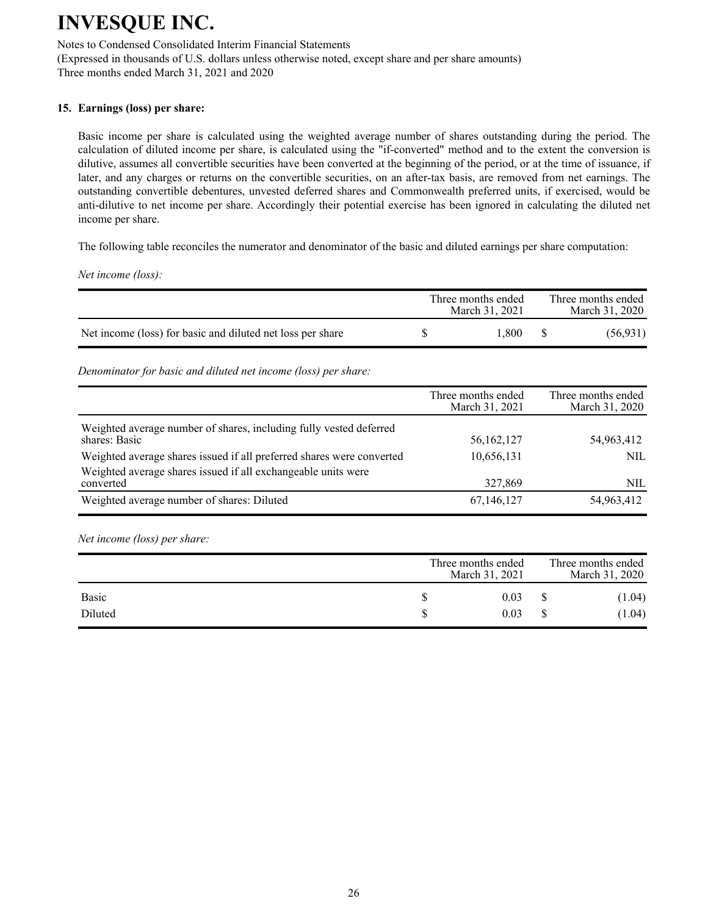# INVESQUE INC.

Notes to Condensed Consolidated Interim Financial Statements
(Expressed in thousands of U.S. dollars unless otherwise noted, except share and per share amounts)
Three months ended March 31, 2021 and 2020

### 15. Earnings (loss) per share:

Basic income per share is calculated using the weighted average number of shares outstanding during the period. The calculation of diluted income per share, is calculated using the "if-converted" method and to the extent the conversion is dilutive, assumes all convertible securities have been converted at the beginning of the period, or at the time of issuance, if later, and any charges or returns on the convertible securities, on an after-tax basis, are removed from net earnings. The outstanding convertible debentures, unvested deferred shares and Commonwealth preferred units, if exercised, would be anti-dilutive to net income per share. Accordingly their potential exercise has been ignored in calculating the diluted net income per share.

The following table reconciles the numerator and denominator of the basic and diluted earnings per share computation:

*Net income (loss):*

| | Three months ended March 31, 2021 | Three months ended March 31, 2020 |
|---|---|---|
| Net income (loss) for basic and diluted net loss per share | $ 1,800 | $ (56,931) |

*Denominator for basic and diluted net income (loss) per share:*

| | Three months ended March 31, 2021 | Three months ended March 31, 2020 |
|---|---|---|
| Weighted average number of shares, including fully vested deferred shares: Basic | 56,162,127 | 54,963,412 |
| Weighted average shares issued if all preferred shares were converted | 10,656,131 | NIL |
| Weighted average shares issued if all exchangeable units were converted | 327,869 | NIL |
| Weighted average number of shares: Diluted | 67,146,127 | 54,963,412 |

*Net income (loss) per share:*

| | Three months ended March 31, 2021 | Three months ended March 31, 2020 |
|---|---|---|
| Basic | $ 0.03 | $ (1.04) |
| Diluted | $ 0.03 | $ (1.04) |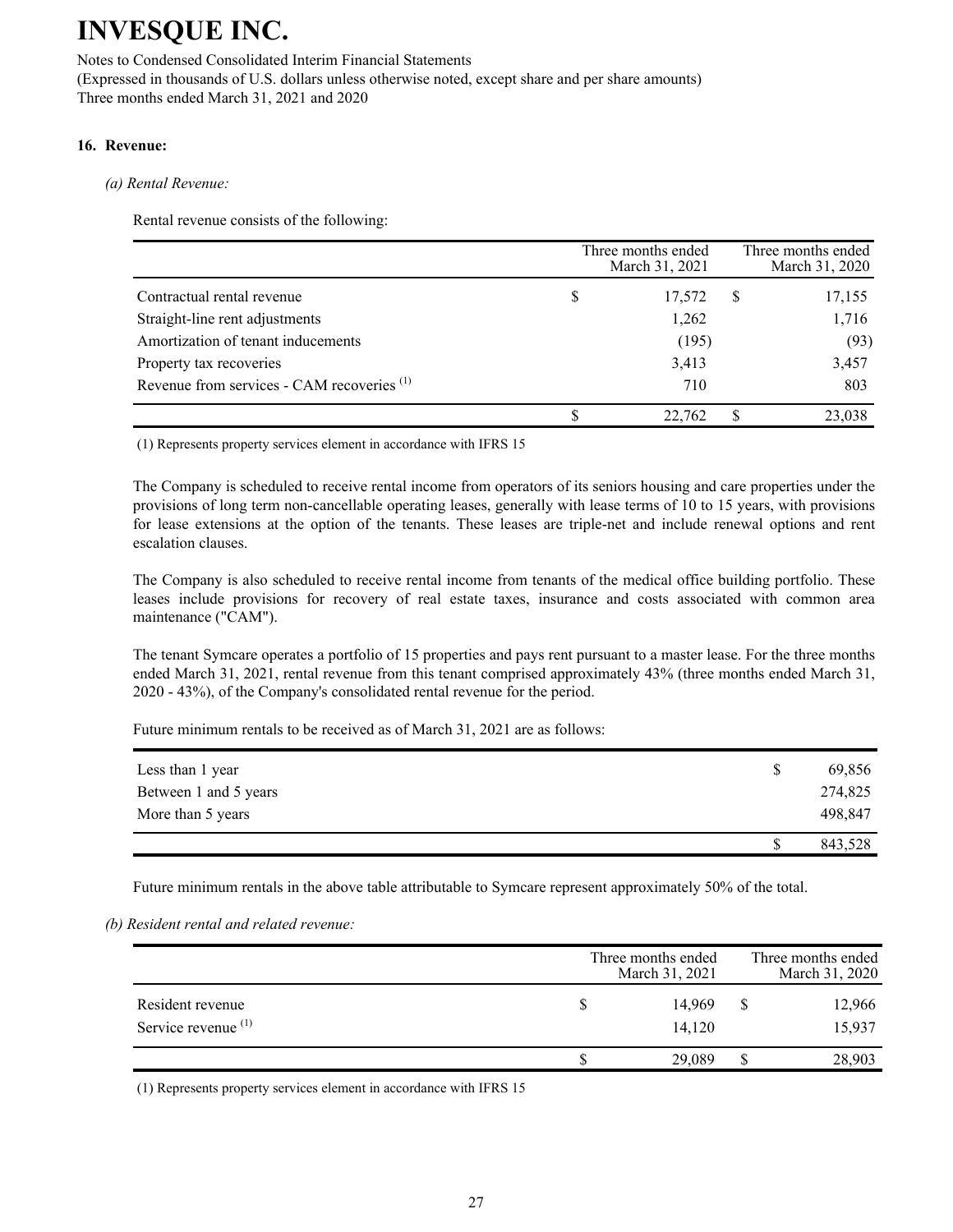# INVESQUE INC.

Notes to Condensed Consolidated Interim Financial Statements
(Expressed in thousands of U.S. dollars unless otherwise noted, except share and per share amounts)
Three months ended March 31, 2021 and 2020

## 16. Revenue:

*(a) Rental Revenue:*

Rental revenue consists of the following:

| | Three months ended March 31, 2021 | Three months ended March 31, 2020 |
|---|---|---|
| Contractual rental revenue | $ 17,572 | $ 17,155 |
| Straight-line rent adjustments | 1,262 | 1,716 |
| Amortization of tenant inducements | (195) | (93) |
| Property tax recoveries | 3,413 | 3,457 |
| Revenue from services - CAM recoveries [1] | 710 | 803 |
| | $ 22,762 | $ 23,038 |

(1) Represents property services element in accordance with IFRS 15

The Company is scheduled to receive rental income from operators of its seniors housing and care properties under the provisions of long term non-cancellable operating leases, generally with lease terms of 10 to 15 years, with provisions for lease extensions at the option of the tenants. These leases are triple-net and include renewal options and rent escalation clauses.

The Company is also scheduled to receive rental income from tenants of the medical office building portfolio. These leases include provisions for recovery of real estate taxes, insurance and costs associated with common area maintenance ("CAM").

The tenant Symcare operates a portfolio of 15 properties and pays rent pursuant to a master lease. For the three months ended March 31, 2021, rental revenue from this tenant comprised approximately 43% (three months ended March 31, 2020 - 43%), of the Company's consolidated rental revenue for the period.

Future minimum rentals to be received as of March 31, 2021 are as follows:

| | |
|---|---|
| Less than 1 year | $ 69,856 |
| Between 1 and 5 years | 274,825 |
| More than 5 years | 498,847 |
| | $ 843,528 |

Future minimum rentals in the above table attributable to Symcare represent approximately 50% of the total.

*(b) Resident rental and related revenue:*

| | Three months ended March 31, 2021 | Three months ended March 31, 2020 |
|---|---|---|
| Resident revenue | $ 14,969 | $ 12,966 |
| Service revenue [1] | 14,120 | 15,937 |
| | $ 29,089 | $ 28,903 |

(1) Represents property services element in accordance with IFRS 15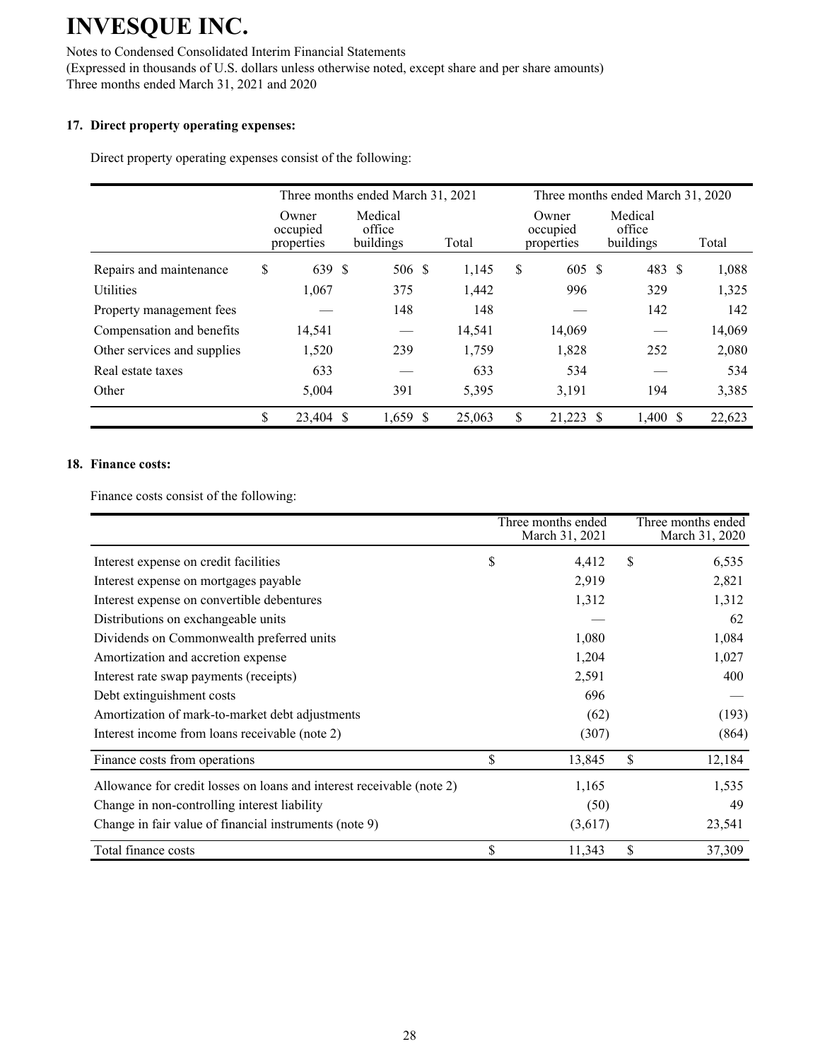# INVESQUE INC.

Notes to Condensed Consolidated Interim Financial Statements
(Expressed in thousands of U.S. dollars unless otherwise noted, except share and per share amounts)
Three months ended March 31, 2021 and 2020

**17. Direct property operating expenses:**

Direct property operating expenses consist of the following:

| | Three months ended March 31, 2021 | | | Three months ended March 31, 2020 | | |
|---|---|---|---|---|---|---|
| | Owner occupied properties | Medical office buildings | Total | Owner occupied properties | Medical office buildings | Total |
| Repairs and maintenance | $ 639 | $ 506 | $ 1,145 | $ 605 | $ 483 | $ 1,088 |
| Utilities | 1,067 | 375 | 1,442 | 996 | 329 | 1,325 |
| Property management fees | — | 148 | 148 | — | 142 | 142 |
| Compensation and benefits | 14,541 | — | 14,541 | 14,069 | — | 14,069 |
| Other services and supplies | 1,520 | 239 | 1,759 | 1,828 | 252 | 2,080 |
| Real estate taxes | 633 | — | 633 | 534 | — | 534 |
| Other | 5,004 | 391 | 5,395 | 3,191 | 194 | 3,385 |
| | $ 23,404 | $ 1,659 | $ 25,063 | $ 21,223 | $ 1,400 | $ 22,623 |

**18. Finance costs:**

Finance costs consist of the following:

| | Three months ended March 31, 2021 | Three months ended March 31, 2020 |
|---|---|---|
| Interest expense on credit facilities | $ 4,412 | $ 6,535 |
| Interest expense on mortgages payable | 2,919 | 2,821 |
| Interest expense on convertible debentures | 1,312 | 1,312 |
| Distributions on exchangeable units | — | 62 |
| Dividends on Commonwealth preferred units | 1,080 | 1,084 |
| Amortization and accretion expense | 1,204 | 1,027 |
| Interest rate swap payments (receipts) | 2,591 | 400 |
| Debt extinguishment costs | 696 | — |
| Amortization of mark-to-market debt adjustments | (62) | (193) |
| Interest income from loans receivable (note 2) | (307) | (864) |
| Finance costs from operations | $ 13,845 | $ 12,184 |
| Allowance for credit losses on loans and interest receivable (note 2) | 1,165 | 1,535 |
| Change in non-controlling interest liability | (50) | 49 |
| Change in fair value of financial instruments (note 9) | (3,617) | 23,541 |
| Total finance costs | $ 11,343 | $ 37,309 |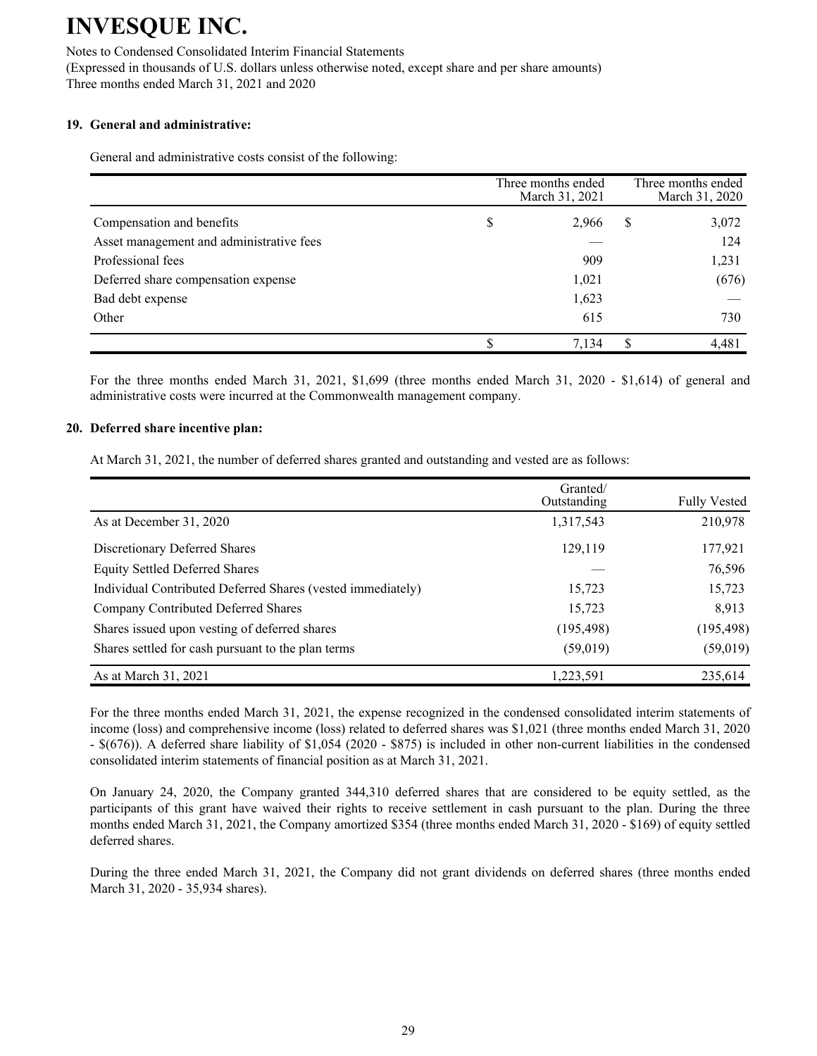# INVESQUE INC.

Notes to Condensed Consolidated Interim Financial Statements
(Expressed in thousands of U.S. dollars unless otherwise noted, except share and per share amounts)
Three months ended March 31, 2021 and 2020

### 19. General and administrative:

General and administrative costs consist of the following:

| | Three months ended March 31, 2021 | Three months ended March 31, 2020 |
|---|---|---|
| Compensation and benefits | $ 2,966 | $ 3,072 |
| Asset management and administrative fees | — | 124 |
| Professional fees | 909 | 1,231 |
| Deferred share compensation expense | 1,021 | (676) |
| Bad debt expense | 1,623 | — |
| Other | 615 | 730 |
| | $ 7,134 | $ 4,481 |

For the three months ended March 31, 2021, $1,699 (three months ended March 31, 2020 - $1,614) of general and administrative costs were incurred at the Commonwealth management company.

### 20. Deferred share incentive plan:

At March 31, 2021, the number of deferred shares granted and outstanding and vested are as follows:

| | Granted/ Outstanding | Fully Vested |
|---|---|---|
| As at December 31, 2020 | 1,317,543 | 210,978 |
| Discretionary Deferred Shares | 129,119 | 177,921 |
| Equity Settled Deferred Shares | — | 76,596 |
| Individual Contributed Deferred Shares (vested immediately) | 15,723 | 15,723 |
| Company Contributed Deferred Shares | 15,723 | 8,913 |
| Shares issued upon vesting of deferred shares | (195,498) | (195,498) |
| Shares settled for cash pursuant to the plan terms | (59,019) | (59,019) |
| As at March 31, 2021 | 1,223,591 | 235,614 |

For the three months ended March 31, 2021, the expense recognized in the condensed consolidated interim statements of income (loss) and comprehensive income (loss) related to deferred shares was $1,021 (three months ended March 31, 2020 - $(676)). A deferred share liability of $1,054 (2020 - $875) is included in other non-current liabilities in the condensed consolidated interim statements of financial position as at March 31, 2021.

On January 24, 2020, the Company granted 344,310 deferred shares that are considered to be equity settled, as the participants of this grant have waived their rights to receive settlement in cash pursuant to the plan. During the three months ended March 31, 2021, the Company amortized $354 (three months ended March 31, 2020 - $169) of equity settled deferred shares.

During the three ended March 31, 2021, the Company did not grant dividends on deferred shares (three months ended March 31, 2020 - 35,934 shares).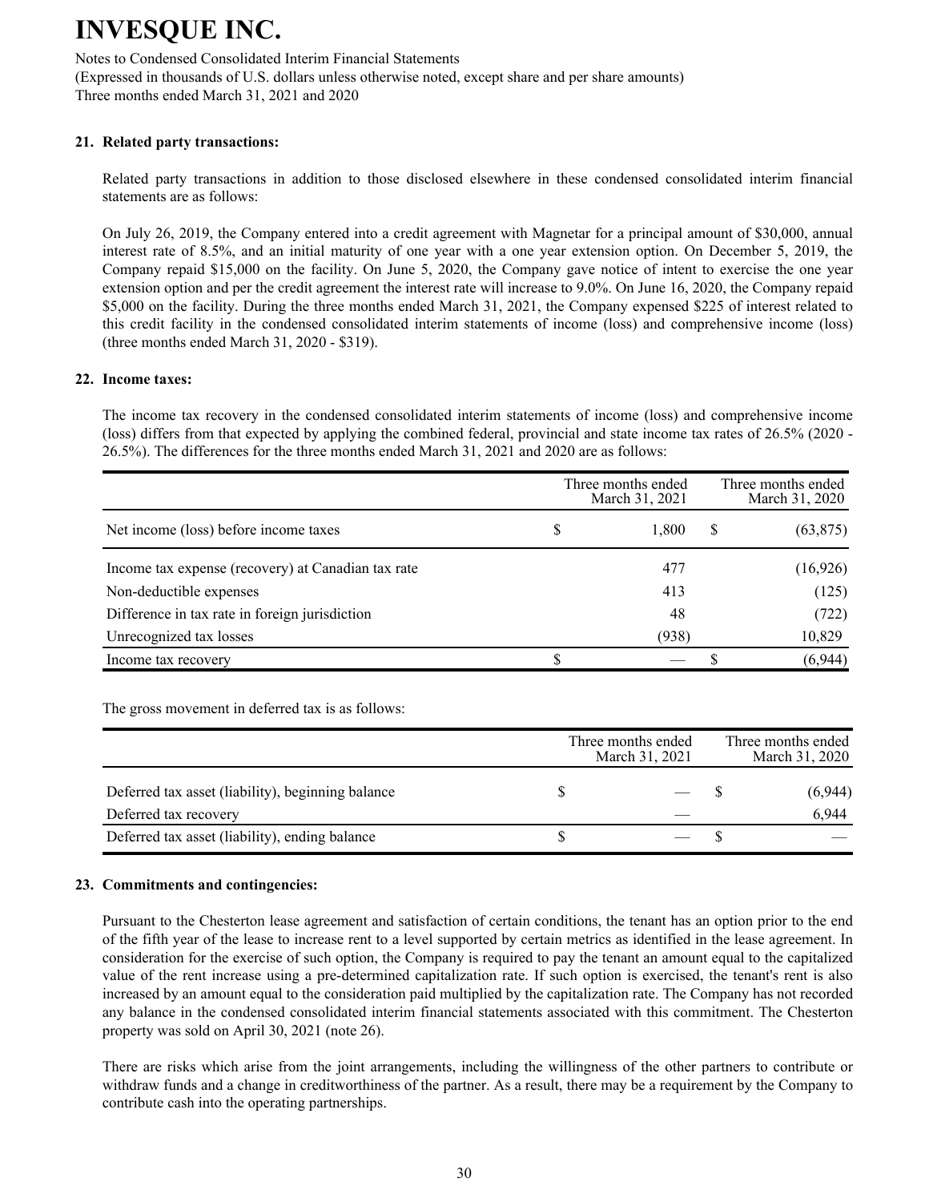# INVESQUE INC.

Notes to Condensed Consolidated Interim Financial Statements
(Expressed in thousands of U.S. dollars unless otherwise noted, except share and per share amounts)
Three months ended March 31, 2021 and 2020

## 21. Related party transactions:

Related party transactions in addition to those disclosed elsewhere in these condensed consolidated interim financial statements are as follows:

On July 26, 2019, the Company entered into a credit agreement with Magnetar for a principal amount of $30,000, annual interest rate of 8.5%, and an initial maturity of one year with a one year extension option. On December 5, 2019, the Company repaid $15,000 on the facility. On June 5, 2020, the Company gave notice of intent to exercise the one year extension option and per the credit agreement the interest rate will increase to 9.0%. On June 16, 2020, the Company repaid $5,000 on the facility. During the three months ended March 31, 2021, the Company expensed $225 of interest related to this credit facility in the condensed consolidated interim statements of income (loss) and comprehensive income (loss) (three months ended March 31, 2020 - $319).

## 22. Income taxes:

The income tax recovery in the condensed consolidated interim statements of income (loss) and comprehensive income (loss) differs from that expected by applying the combined federal, provincial and state income tax rates of 26.5% (2020 - 26.5%). The differences for the three months ended March 31, 2021 and 2020 are as follows:

| | Three months ended March 31, 2021 | Three months ended March 31, 2020 |
|---|---|---|
| Net income (loss) before income taxes | $ 1,800 | $ (63,875) |
| Income tax expense (recovery) at Canadian tax rate | 477 | (16,926) |
| Non-deductible expenses | 413 | (125) |
| Difference in tax rate in foreign jurisdiction | 48 | (722) |
| Unrecognized tax losses | (938) | 10,829 |
| Income tax recovery | $ — | $ (6,944) |

The gross movement in deferred tax is as follows:

| | Three months ended March 31, 2021 | Three months ended March 31, 2020 |
|---|---|---|
| Deferred tax asset (liability), beginning balance | $ — | $ (6,944) |
| Deferred tax recovery | — | 6,944 |
| Deferred tax asset (liability), ending balance | $ — | $ — |

## 23. Commitments and contingencies:

Pursuant to the Chesterton lease agreement and satisfaction of certain conditions, the tenant has an option prior to the end of the fifth year of the lease to increase rent to a level supported by certain metrics as identified in the lease agreement. In consideration for the exercise of such option, the Company is required to pay the tenant an amount equal to the capitalized value of the rent increase using a pre-determined capitalization rate. If such option is exercised, the tenant's rent is also increased by an amount equal to the consideration paid multiplied by the capitalization rate. The Company has not recorded any balance in the condensed consolidated interim financial statements associated with this commitment. The Chesterton property was sold on April 30, 2021 (note 26).

There are risks which arise from the joint arrangements, including the willingness of the other partners to contribute or withdraw funds and a change in creditworthiness of the partner. As a result, there may be a requirement by the Company to contribute cash into the operating partnerships.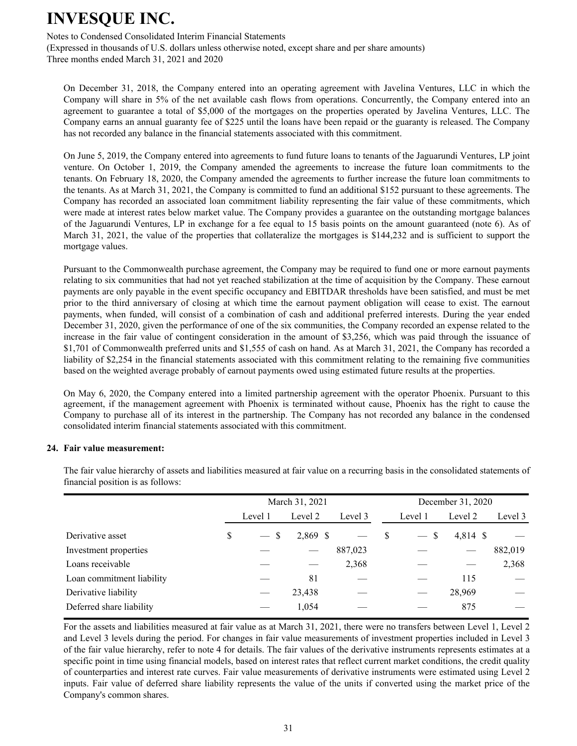On December 31, 2018, the Company entered into an operating agreement with Javelina Ventures, LLC in which the Company will share in 5% of the net available cash flows from operations. Concurrently, the Company entered into an agreement to guarantee a total of $5,000 of the mortgages on the properties operated by Javelina Ventures, LLC. The Company earns an annual guaranty fee of $225 until the loans have been repaid or the guaranty is released. The Company has not recorded any balance in the financial statements associated with this commitment.

On June 5, 2019, the Company entered into agreements to fund future loans to tenants of the Jaguarundi Ventures, LP joint venture. On October 1, 2019, the Company amended the agreements to increase the future loan commitments to the tenants. On February 18, 2020, the Company amended the agreements to further increase the future loan commitments to the tenants. As at March 31, 2021, the Company is committed to fund an additional $152 pursuant to these agreements. The Company has recorded an associated loan commitment liability representing the fair value of these commitments, which were made at interest rates below market value. The Company provides a guarantee on the outstanding mortgage balances of the Jaguarundi Ventures, LP in exchange for a fee equal to 15 basis points on the amount guaranteed (note 6). As of March 31, 2021, the value of the properties that collateralize the mortgages is $144,232 and is sufficient to support the mortgage values.

Pursuant to the Commonwealth purchase agreement, the Company may be required to fund one or more earnout payments relating to six communities that had not yet reached stabilization at the time of acquisition by the Company. These earnout payments are only payable in the event specific occupancy and EBITDAR thresholds have been satisfied, and must be met prior to the third anniversary of closing at which time the earnout payment obligation will cease to exist. The earnout payments, when funded, will consist of a combination of cash and additional preferred interests. During the year ended December 31, 2020, given the performance of one of the six communities, the Company recorded an expense related to the increase in the fair value of contingent consideration in the amount of $3,256, which was paid through the issuance of $1,701 of Commonwealth preferred units and $1,555 of cash on hand. As at March 31, 2021, the Company has recorded a liability of $2,254 in the financial statements associated with this commitment relating to the remaining five communities based on the weighted average probably of earnout payments owed using estimated future results at the properties.

On May 6, 2020, the Company entered into a limited partnership agreement with the operator Phoenix. Pursuant to this agreement, if the management agreement with Phoenix is terminated without cause, Phoenix has the right to cause the Company to purchase all of its interest in the partnership. The Company has not recorded any balance in the condensed consolidated interim financial statements associated with this commitment.

## 24. Fair value measurement:

The fair value hierarchy of assets and liabilities measured at fair value on a recurring basis in the consolidated statements of financial position is as follows:

| | March 31, 2021 | | | December 31, 2020 | | |
|---|---|---|---|---|---|---|
| | Level 1 | Level 2 | Level 3 | Level 1 | Level 2 | Level 3 |
| Derivative asset | $ — | $ 2,869 | $ — | $ — | $ 4,814 | $ — |
| Investment properties | — | — | 887,023 | — | — | 882,019 |
| Loans receivable | — | — | 2,368 | — | — | 2,368 |
| Loan commitment liability | — | 81 | — | — | 115 | — |
| Derivative liability | — | 23,438 | — | — | 28,969 | — |
| Deferred share liability | — | 1,054 | — | — | 875 | — |

For the assets and liabilities measured at fair value as at March 31, 2021, there were no transfers between Level 1, Level 2 and Level 3 levels during the period. For changes in fair value measurements of investment properties included in Level 3 of the fair value hierarchy, refer to note 4 for details. The fair values of the derivative instruments represents estimates at a specific point in time using financial models, based on interest rates that reflect current market conditions, the credit quality of counterparties and interest rate curves. Fair value measurements of derivative instruments were estimated using Level 2 inputs. Fair value of deferred share liability represents the value of the units if converted using the market price of the Company's common shares.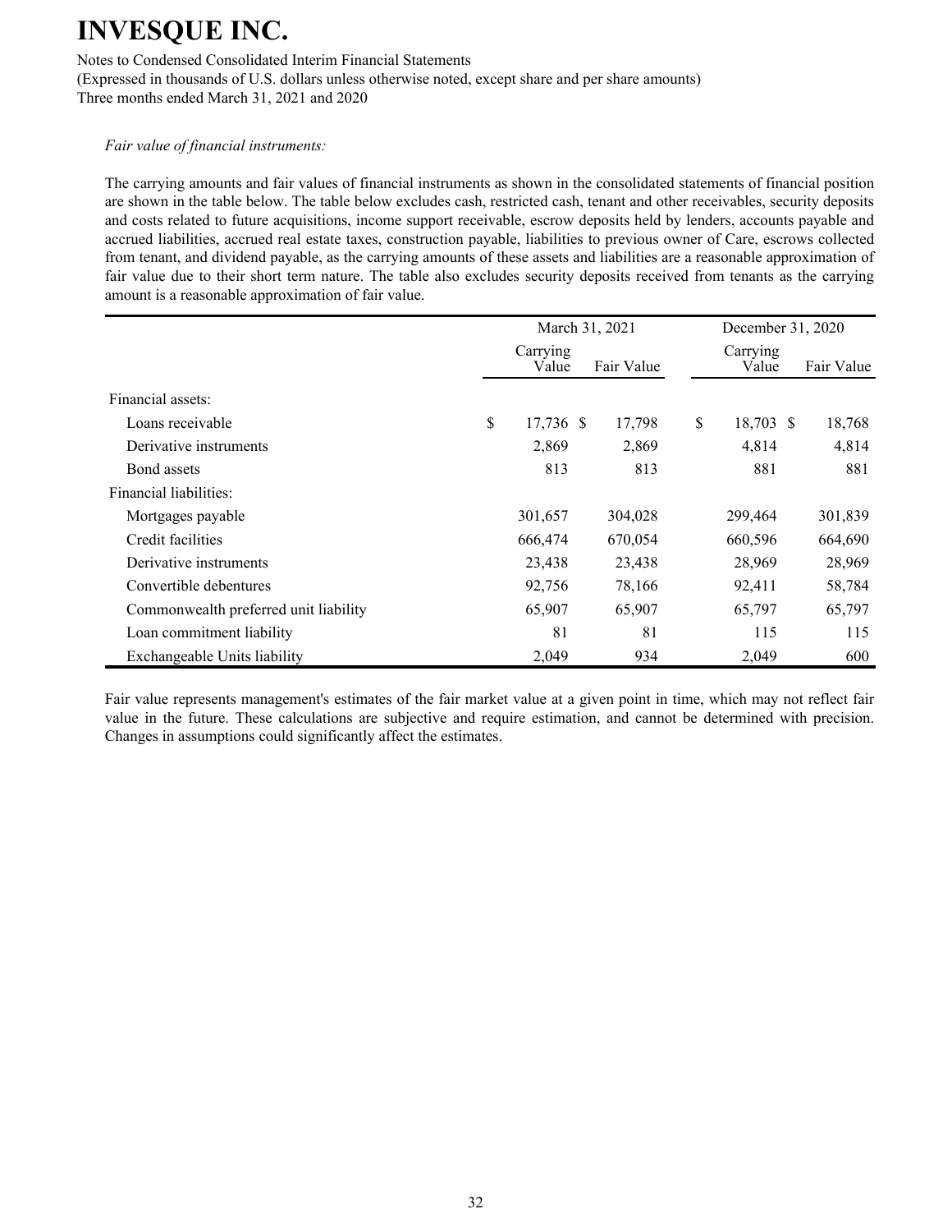*Fair value of financial instruments:*

The carrying amounts and fair values of financial instruments as shown in the consolidated statements of financial position are shown in the table below. The table below excludes cash, restricted cash, tenant and other receivables, security deposits and costs related to future acquisitions, income support receivable, escrow deposits held by lenders, accounts payable and accrued liabilities, accrued real estate taxes, construction payable, liabilities to previous owner of Care, escrows collected from tenant, and dividend payable, as the carrying amounts of these assets and liabilities are a reasonable approximation of fair value due to their short term nature. The table also excludes security deposits received from tenants as the carrying amount is a reasonable approximation of fair value.

| | March 31, 2021 | | December 31, 2020 | |
|---|---|---|---|---|
| | Carrying Value | Fair Value | Carrying Value | Fair Value |
| Financial assets: | | | | |
| Loans receivable | $ 17,736 | $ 17,798 | $ 18,703 | $ 18,768 |
| Derivative instruments | 2,869 | 2,869 | 4,814 | 4,814 |
| Bond assets | 813 | 813 | 881 | 881 |
| Financial liabilities: | | | | |
| Mortgages payable | 301,657 | 304,028 | 299,464 | 301,839 |
| Credit facilities | 666,474 | 670,054 | 660,596 | 664,690 |
| Derivative instruments | 23,438 | 23,438 | 28,969 | 28,969 |
| Convertible debentures | 92,756 | 78,166 | 92,411 | 58,784 |
| Commonwealth preferred unit liability | 65,907 | 65,907 | 65,797 | 65,797 |
| Loan commitment liability | 81 | 81 | 115 | 115 |
| Exchangeable Units liability | 2,049 | 934 | 2,049 | 600 |

Fair value represents management's estimates of the fair market value at a given point in time, which may not reflect fair value in the future. These calculations are subjective and require estimation, and cannot be determined with precision. Changes in assumptions could significantly affect the estimates.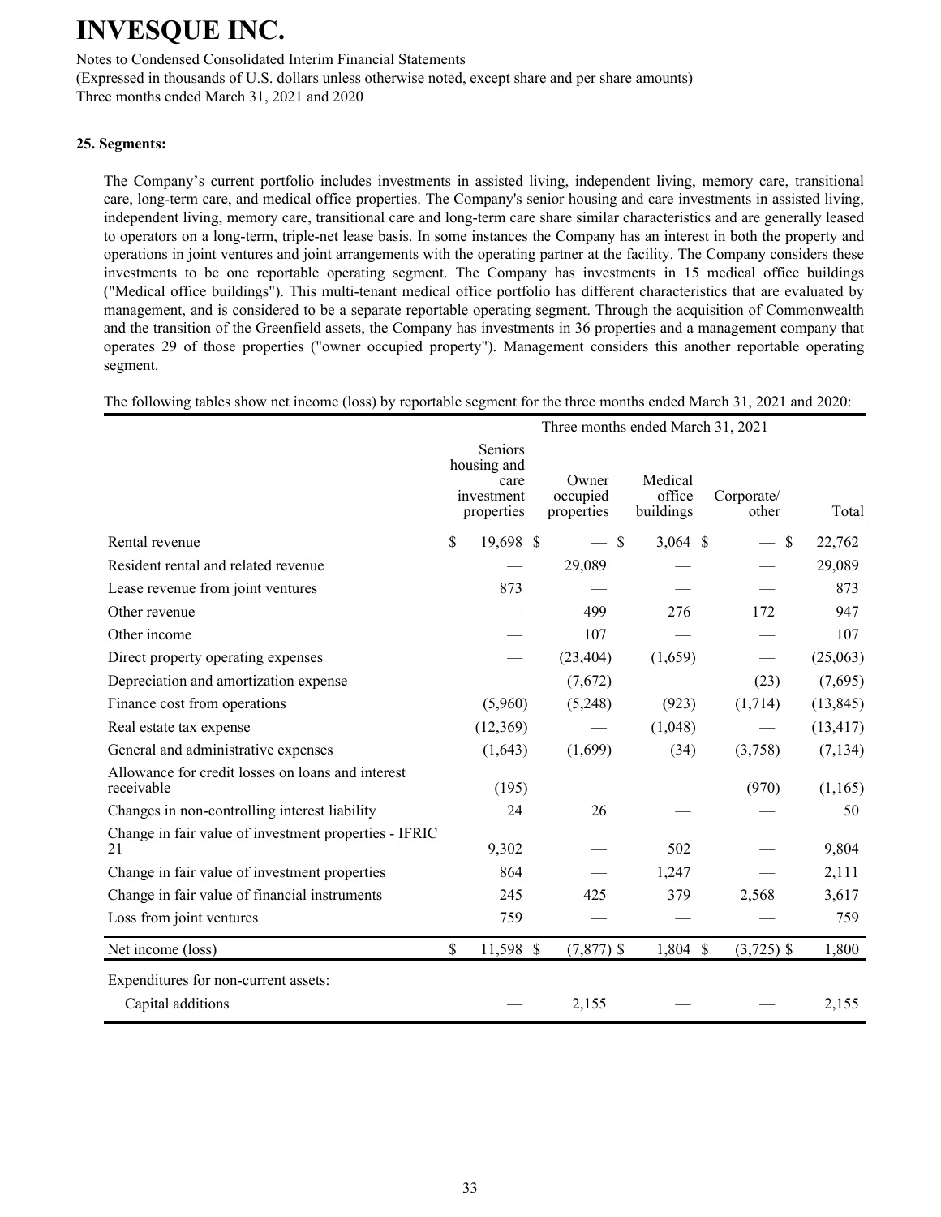# INVESQUE INC.

Notes to Condensed Consolidated Interim Financial Statements
(Expressed in thousands of U.S. dollars unless otherwise noted, except share and per share amounts)
Three months ended March 31, 2021 and 2020

**25. Segments:**

The Company's current portfolio includes investments in assisted living, independent living, memory care, transitional care, long-term care, and medical office properties. The Company's senior housing and care investments in assisted living, independent living, memory care, transitional care and long-term care share similar characteristics and are generally leased to operators on a long-term, triple-net lease basis. In some instances the Company has an interest in both the property and operations in joint ventures and joint arrangements with the operating partner at the facility. The Company considers these investments to be one reportable operating segment. The Company has investments in 15 medical office buildings ("Medical office buildings"). This multi-tenant medical office portfolio has different characteristics that are evaluated by management, and is considered to be a separate reportable operating segment. Through the acquisition of Commonwealth and the transition of the Greenfield assets, the Company has investments in 36 properties and a management company that operates 29 of those properties ("owner occupied property"). Management considers this another reportable operating segment.

The following tables show net income (loss) by reportable segment for the three months ended March 31, 2021 and 2020:

| | Three months ended March 31, 2021 | | | | |
|---|---|---|---|---|---|
| | Seniors housing and care investment properties | Owner occupied properties | Medical office buildings | Corporate/ other | Total |
| Rental revenue | $ 19,698 | $ — | $ 3,064 | $ — | $ 22,762 |
| Resident rental and related revenue | — | 29,089 | — | — | 29,089 |
| Lease revenue from joint ventures | 873 | — | — | — | 873 |
| Other revenue | — | 499 | 276 | 172 | 947 |
| Other income | — | 107 | — | — | 107 |
| Direct property operating expenses | — | (23,404) | (1,659) | — | (25,063) |
| Depreciation and amortization expense | — | (7,672) | — | (23) | (7,695) |
| Finance cost from operations | (5,960) | (5,248) | (923) | (1,714) | (13,845) |
| Real estate tax expense | (12,369) | — | (1,048) | — | (13,417) |
| General and administrative expenses | (1,643) | (1,699) | (34) | (3,758) | (7,134) |
| Allowance for credit losses on loans and interest receivable | (195) | — | — | (970) | (1,165) |
| Changes in non-controlling interest liability | 24 | 26 | — | — | 50 |
| Change in fair value of investment properties - IFRIC 21 | 9,302 | — | 502 | — | 9,804 |
| Change in fair value of investment properties | 864 | — | 1,247 | — | 2,111 |
| Change in fair value of financial instruments | 245 | 425 | 379 | 2,568 | 3,617 |
| Loss from joint ventures | 759 | — | — | — | 759 |
| Net income (loss) | $ 11,598 | $ (7,877) | $ 1,804 | $ (3,725) | $ 1,800 |
| Expenditures for non-current assets: | | | | | |
| Capital additions | — | 2,155 | — | — | 2,155 |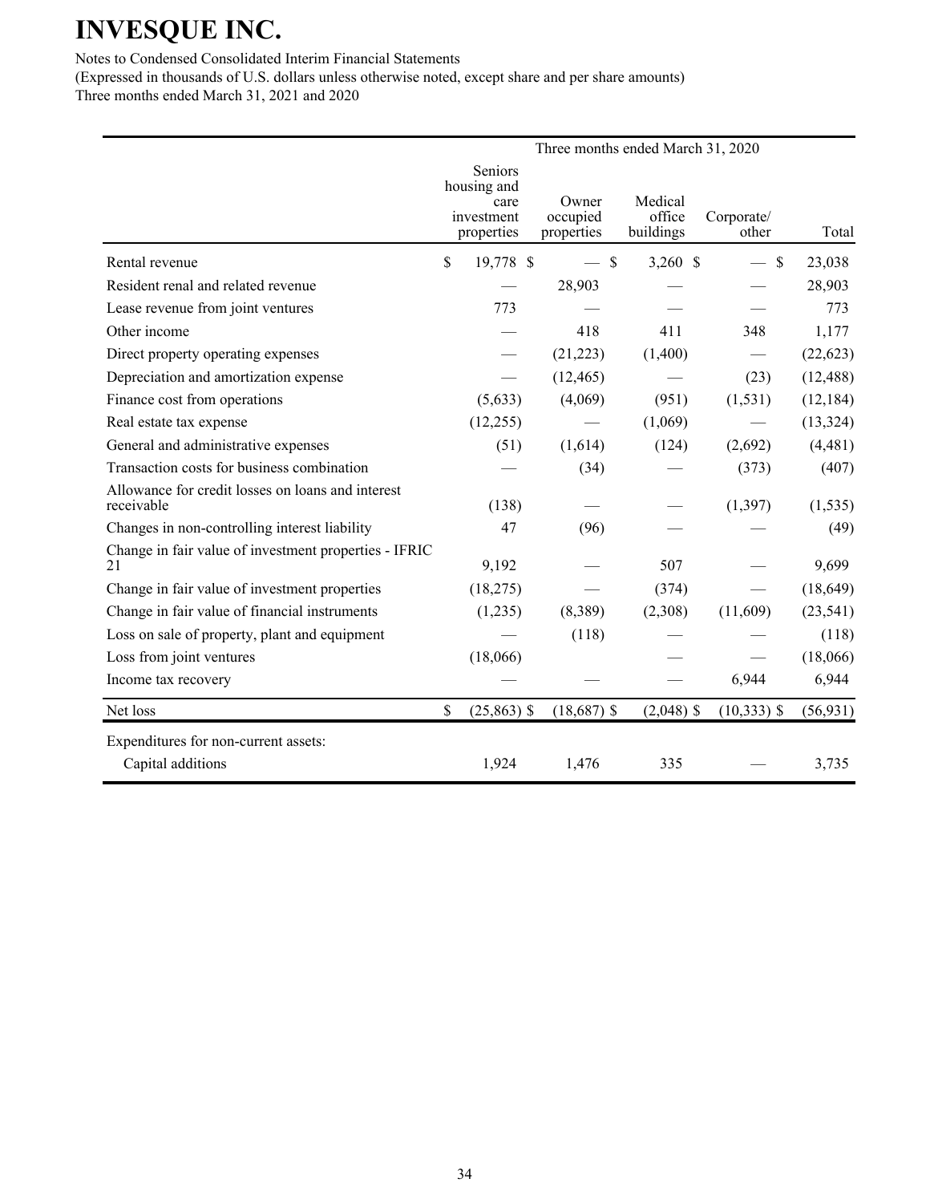# INVESQUE INC.

Notes to Condensed Consolidated Interim Financial Statements
(Expressed in thousands of U.S. dollars unless otherwise noted, except share and per share amounts)
Three months ended March 31, 2021 and 2020

| | Three months ended March 31, 2020 | | | | |
|---|---|---|---|---|---|
| | Seniors housing and care investment properties | Owner occupied properties | Medical office buildings | Corporate/ other | Total |
| Rental revenue | $ 19,778 | $ — | $ 3,260 | $ — | $ 23,038 |
| Resident renal and related revenue | — | 28,903 | — | — | 28,903 |
| Lease revenue from joint ventures | 773 | — | — | — | 773 |
| Other income | — | 418 | 411 | 348 | 1,177 |
| Direct property operating expenses | — | (21,223) | (1,400) | — | (22,623) |
| Depreciation and amortization expense | — | (12,465) | — | (23) | (12,488) |
| Finance cost from operations | (5,633) | (4,069) | (951) | (1,531) | (12,184) |
| Real estate tax expense | (12,255) | — | (1,069) | — | (13,324) |
| General and administrative expenses | (51) | (1,614) | (124) | (2,692) | (4,481) |
| Transaction costs for business combination | — | (34) | — | (373) | (407) |
| Allowance for credit losses on loans and interest receivable | (138) | — | — | (1,397) | (1,535) |
| Changes in non-controlling interest liability | 47 | (96) | — | — | (49) |
| Change in fair value of investment properties - IFRIC 21 | 9,192 | — | 507 | — | 9,699 |
| Change in fair value of investment properties | (18,275) | — | (374) | — | (18,649) |
| Change in fair value of financial instruments | (1,235) | (8,389) | (2,308) | (11,609) | (23,541) |
| Loss on sale of property, plant and equipment | — | (118) | — | — | (118) |
| Loss from joint ventures | (18,066) | | — | — | (18,066) |
| Income tax recovery | — | — | — | 6,944 | 6,944 |
| Net loss | $ (25,863) | $ (18,687) | $ (2,048) | $ (10,333) | $ (56,931) |
| Expenditures for non-current assets: | | | | | |
| Capital additions | 1,924 | 1,476 | 335 | — | 3,735 |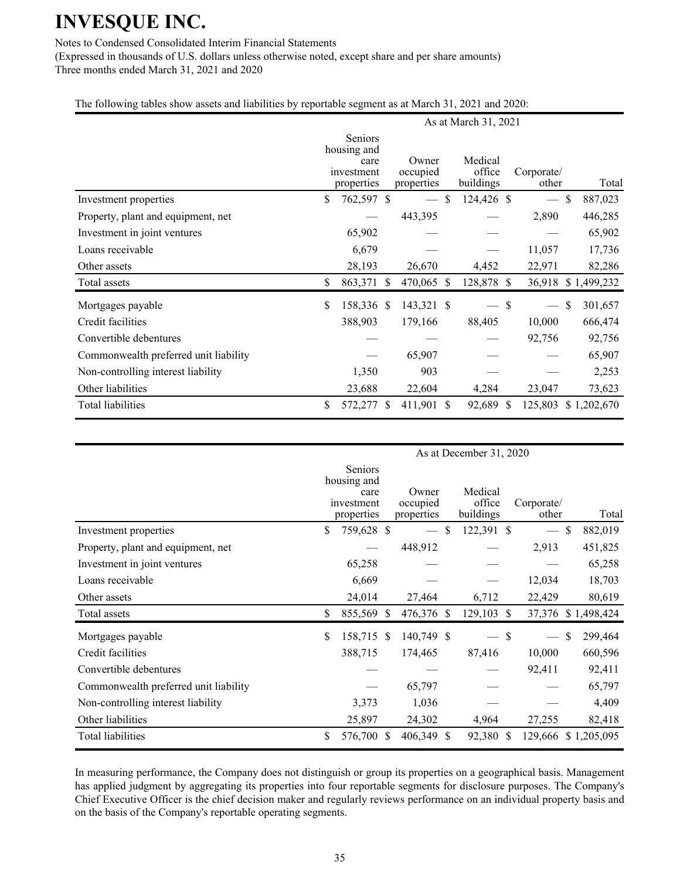# INVESQUE INC.

Notes to Condensed Consolidated Interim Financial Statements
(Expressed in thousands of U.S. dollars unless otherwise noted, except share and per share amounts)
Three months ended March 31, 2021 and 2020

The following tables show assets and liabilities by reportable segment as at March 31, 2021 and 2020:

| | As at March 31, 2021 | | | | |
|---|---|---|---|---|---|
| | Seniors housing and care investment properties | Owner occupied properties | Medical office buildings | Corporate/ other | Total |
| Investment properties | $ 762,597 | $ — | $ 124,426 | $ — | $ 887,023 |
| Property, plant and equipment, net | — | 443,395 | — | 2,890 | 446,285 |
| Investment in joint ventures | 65,902 | — | — | — | 65,902 |
| Loans receivable | 6,679 | — | — | 11,057 | 17,736 |
| Other assets | 28,193 | 26,670 | 4,452 | 22,971 | 82,286 |
| Total assets | $ 863,371 | $ 470,065 | $ 128,878 | $ 36,918 | $ 1,499,232 |
| Mortgages payable | $ 158,336 | $ 143,321 | $ — | $ — | $ 301,657 |
| Credit facilities | 388,903 | 179,166 | 88,405 | 10,000 | 666,474 |
| Convertible debentures | — | — | — | 92,756 | 92,756 |
| Commonwealth preferred unit liability | — | 65,907 | — | — | 65,907 |
| Non-controlling interest liability | 1,350 | 903 | — | — | 2,253 |
| Other liabilities | 23,688 | 22,604 | 4,284 | 23,047 | 73,623 |
| Total liabilities | $ 572,277 | $ 411,901 | $ 92,689 | $ 125,803 | $ 1,202,670 |

| | As at December 31, 2020 | | | | |
|---|---|---|---|---|---|
| | Seniors housing and care investment properties | Owner occupied properties | Medical office buildings | Corporate/ other | Total |
| Investment properties | $ 759,628 | $ — | $ 122,391 | $ — | $ 882,019 |
| Property, plant and equipment, net | — | 448,912 | — | 2,913 | 451,825 |
| Investment in joint ventures | 65,258 | — | — | — | 65,258 |
| Loans receivable | 6,669 | — | — | 12,034 | 18,703 |
| Other assets | 24,014 | 27,464 | 6,712 | 22,429 | 80,619 |
| Total assets | $ 855,569 | $ 476,376 | $ 129,103 | $ 37,376 | $ 1,498,424 |
| Mortgages payable | $ 158,715 | $ 140,749 | $ — | $ — | $ 299,464 |
| Credit facilities | 388,715 | 174,465 | 87,416 | 10,000 | 660,596 |
| Convertible debentures | — | — | — | 92,411 | 92,411 |
| Commonwealth preferred unit liability | — | 65,797 | — | — | 65,797 |
| Non-controlling interest liability | 3,373 | 1,036 | — | — | 4,409 |
| Other liabilities | 25,897 | 24,302 | 4,964 | 27,255 | 82,418 |
| Total liabilities | $ 576,700 | $ 406,349 | $ 92,380 | $ 129,666 | $ 1,205,095 |

In measuring performance, the Company does not distinguish or group its properties on a geographical basis. Management has applied judgment by aggregating its properties into four reportable segments for disclosure purposes. The Company's Chief Executive Officer is the chief decision maker and regularly reviews performance on an individual property basis and on the basis of the Company's reportable operating segments.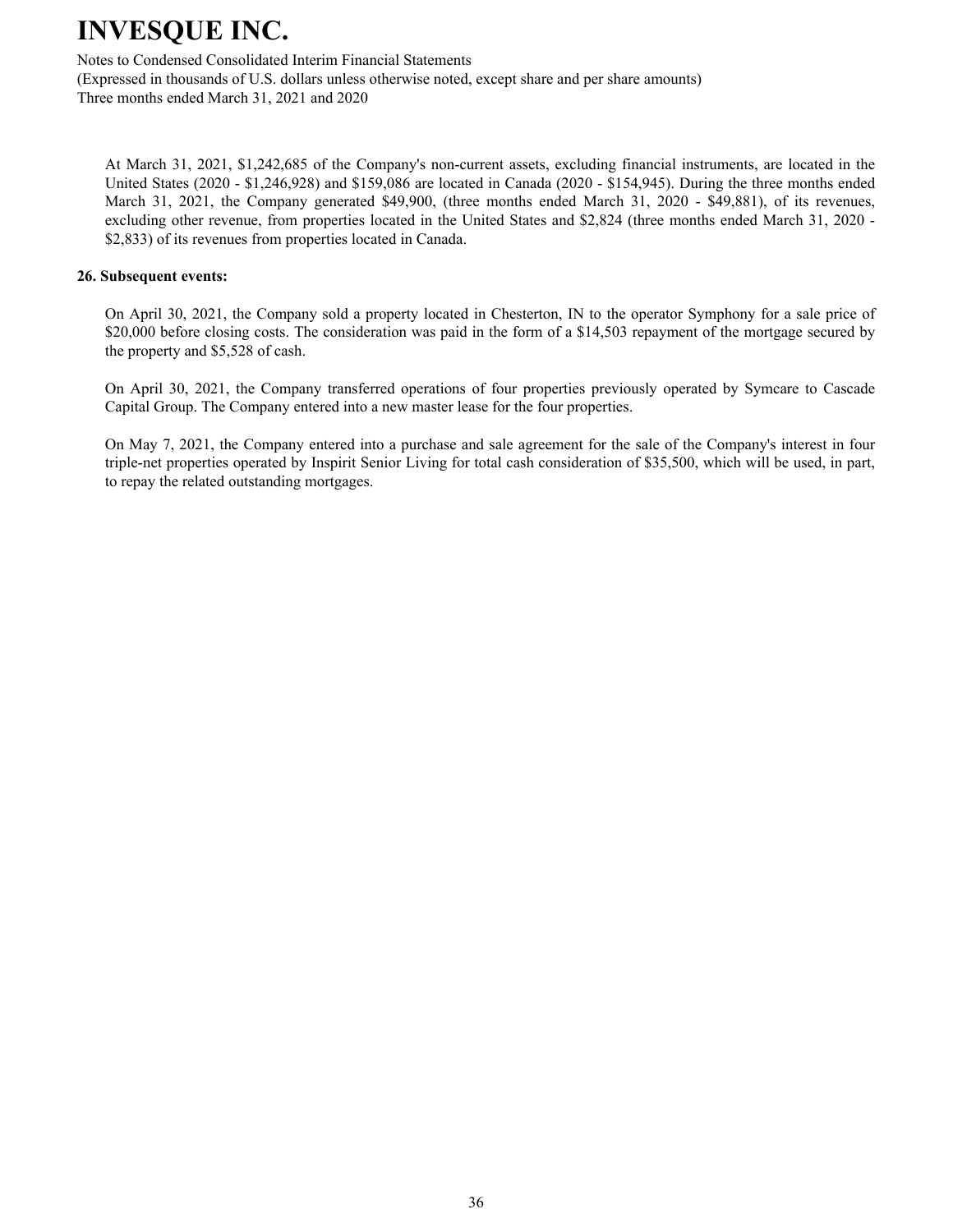At March 31, 2021, $1,242,685 of the Company's non-current assets, excluding financial instruments, are located in the United States (2020 - $1,246,928) and $159,086 are located in Canada (2020 - $154,945). During the three months ended March 31, 2021, the Company generated $49,900, (three months ended March 31, 2020 - $49,881), of its revenues, excluding other revenue, from properties located in the United States and $2,824 (three months ended March 31, 2020 - $2,833) of its revenues from properties located in Canada.

**26. Subsequent events:**

On April 30, 2021, the Company sold a property located in Chesterton, IN to the operator Symphony for a sale price of $20,000 before closing costs. The consideration was paid in the form of a $14,503 repayment of the mortgage secured by the property and $5,528 of cash.

On April 30, 2021, the Company transferred operations of four properties previously operated by Symcare to Cascade Capital Group. The Company entered into a new master lease for the four properties.

On May 7, 2021, the Company entered into a purchase and sale agreement for the sale of the Company's interest in four triple-net properties operated by Inspirit Senior Living for total cash consideration of $35,500, which will be used, in part, to repay the related outstanding mortgages.